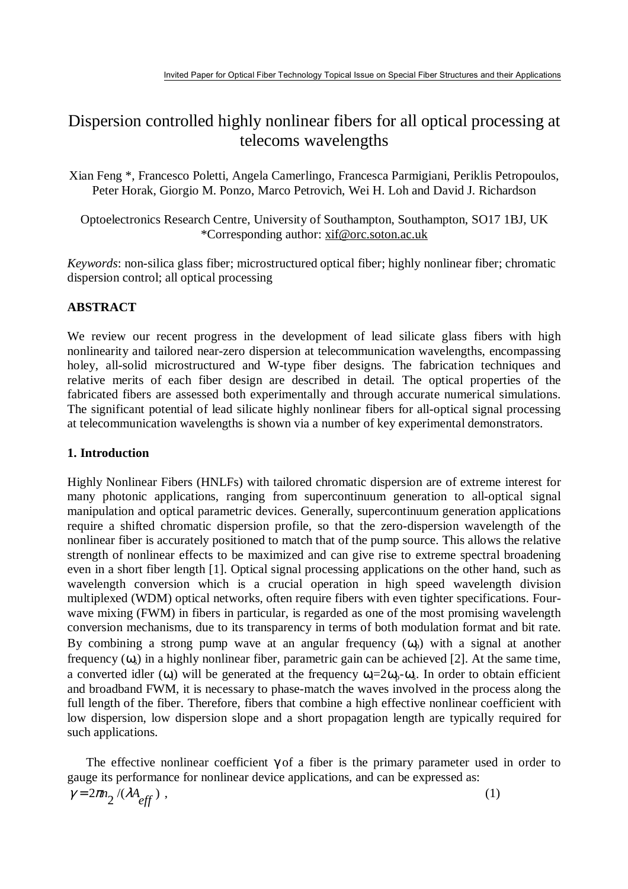# Dispersion controlled highly nonlinear fibers for all optical processing at telecoms wavelengths

Xian Feng *, Francesco Poletti, Angela Camerlingo, Francesca Parmigiani, Periklis Petropoulos, Peter Horak, Giorgio M. Ponzo, Marco Petrovich, Wei H. Loh and David J. Richardson

Optoelectronics Research Centre, University of Southampton, Southampton, SO17 1BJ, UK
*Corresponding author: xif@orc.soton.ac.uk

*Keywords*: non-silica glass fiber; microstructured optical fiber; highly nonlinear fiber; chromatic dispersion control; all optical processing

**ABSTRACT**

We review our recent progress in the development of lead silicate glass fibers with high nonlinearity and tailored near-zero dispersion at telecommunication wavelengths, encompassing holey, all-solid microstructured and W-type fiber designs. The fabrication techniques and relative merits of each fiber design are described in detail. The optical properties of the fabricated fibers are assessed both experimentally and through accurate numerical simulations. The significant potential of lead silicate highly nonlinear fibers for all-optical signal processing at telecommunication wavelengths is shown via a number of key experimental demonstrators.

**1. Introduction**

Highly Nonlinear Fibers (HNLFs) with tailored chromatic dispersion are of extreme interest for many photonic applications, ranging from supercontinuum generation to all-optical signal manipulation and optical parametric devices. Generally, supercontinuum generation applications require a shifted chromatic dispersion profile, so that the zero-dispersion wavelength of the nonlinear fiber is accurately positioned to match that of the pump source. This allows the relative strength of nonlinear effects to be maximized and can give rise to extreme spectral broadening even in a short fiber length [1]. Optical signal processing applications on the other hand, such as wavelength conversion which is a crucial operation in high speed wavelength division multiplexed (WDM) optical networks, often require fibers with even tighter specifications. Four-wave mixing (FWM) in fibers in particular, is regarded as one of the most promising wavelength conversion mechanisms, due to its transparency in terms of both modulation format and bit rate. By combining a strong pump wave at an angular frequency ($\omega_p$) with a signal at another frequency ($\omega_s$) in a highly nonlinear fiber, parametric gain can be achieved [2]. At the same time, a converted idler ($\omega_i$) will be generated at the frequency $\omega_i=2\omega_p-\omega_s$. In order to obtain efficient and broadband FWM, it is necessary to phase-match the waves involved in the process along the full length of the fiber. Therefore, fibers that combine a high effective nonlinear coefficient with low dispersion, low dispersion slope and a short propagation length are typically required for such applications.

The effective nonlinear coefficient $\gamma$ of a fiber is the primary parameter used in order to gauge its performance for nonlinear device applications, and can be expressed as:

$$\gamma = 2\pi n_2 / (\lambda A_{eff}) , \tag{1}$$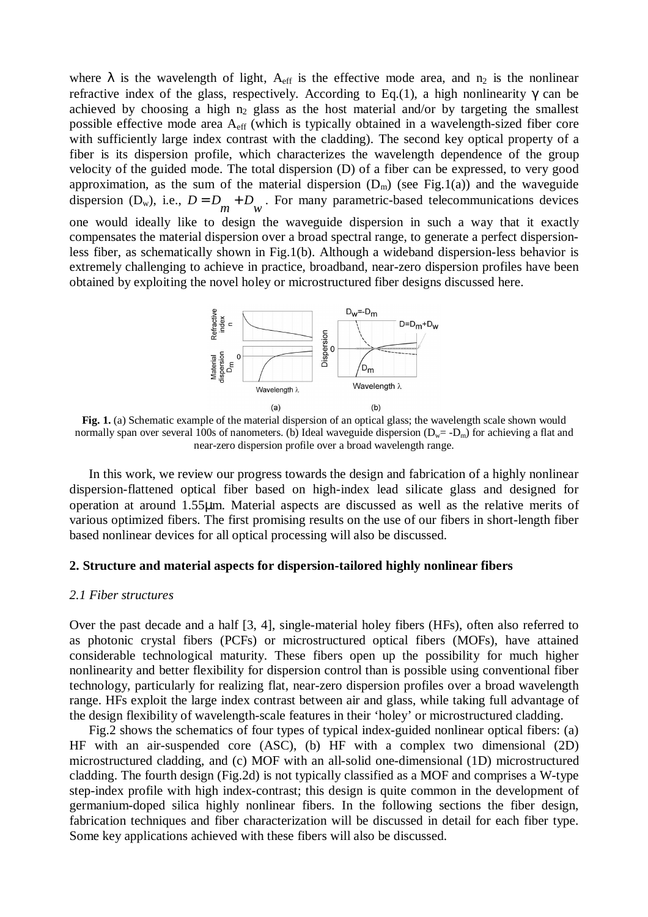where $\lambda$ is the wavelength of light, $A_{eff}$ is the effective mode area, and $n_2$ is the nonlinear refractive index of the glass, respectively. According to Eq.(1), a high nonlinearity $\gamma$ can be achieved by choosing a high $n_2$ glass as the host material and/or by targeting the smallest possible effective mode area $A_{eff}$ (which is typically obtained in a wavelength-sized fiber core with sufficiently large index contrast with the cladding). The second key optical property of a fiber is its dispersion profile, which characterizes the wavelength dependence of the group velocity of the guided mode. The total dispersion (D) of a fiber can be expressed, to very good approximation, as the sum of the material dispersion ($D_m$) (see Fig.1(a)) and the waveguide dispersion ($D_w$), i.e., $D = D_m + D_w$. For many parametric-based telecommunications devices one would ideally like to design the waveguide dispersion in such a way that it exactly compensates the material dispersion over a broad spectral range, to generate a perfect dispersion-less fiber, as schematically shown in Fig.1(b). Although a wideband dispersion-less behavior is extremely challenging to achieve in practice, broadband, near-zero dispersion profiles have been obtained by exploiting the novel holey or microstructured fiber designs discussed here.

**Fig. 1.** (a) Schematic example of the material dispersion of an optical glass; the wavelength scale shown would normally span over several 100s of nanometers. (b) Ideal waveguide dispersion ($D_w$= -$D_m$) for achieving a flat and near-zero dispersion profile over a broad wavelength range.

In this work, we review our progress towards the design and fabrication of a highly nonlinear dispersion-flattened optical fiber based on high-index lead silicate glass and designed for operation at around 1.55μm. Material aspects are discussed as well as the relative merits of various optimized fibers. The first promising results on the use of our fibers in short-length fiber based nonlinear devices for all optical processing will also be discussed.

## 2. Structure and material aspects for dispersion-tailored highly nonlinear fibers

### *2.1 Fiber structures*

Over the past decade and a half [3, 4], single-material holey fibers (HFs), often also referred to as photonic crystal fibers (PCFs) or microstructured optical fibers (MOFs), have attained considerable technological maturity. These fibers open up the possibility for much higher nonlinearity and better flexibility for dispersion control than is possible using conventional fiber technology, particularly for realizing flat, near-zero dispersion profiles over a broad wavelength range. HFs exploit the large index contrast between air and glass, while taking full advantage of the design flexibility of wavelength-scale features in their 'holey' or microstructured cladding.

Fig.2 shows the schematics of four types of typical index-guided nonlinear optical fibers: (a) HF with an air-suspended core (ASC), (b) HF with a complex two dimensional (2D) microstructured cladding, and (c) MOF with an all-solid one-dimensional (1D) microstructured cladding. The fourth design (Fig.2d) is not typically classified as a MOF and comprises a W-type step-index profile with high index-contrast; this design is quite common in the development of germanium-doped silica highly nonlinear fibers. In the following sections the fiber design, fabrication techniques and fiber characterization will be discussed in detail for each fiber type. Some key applications achieved with these fibers will also be discussed.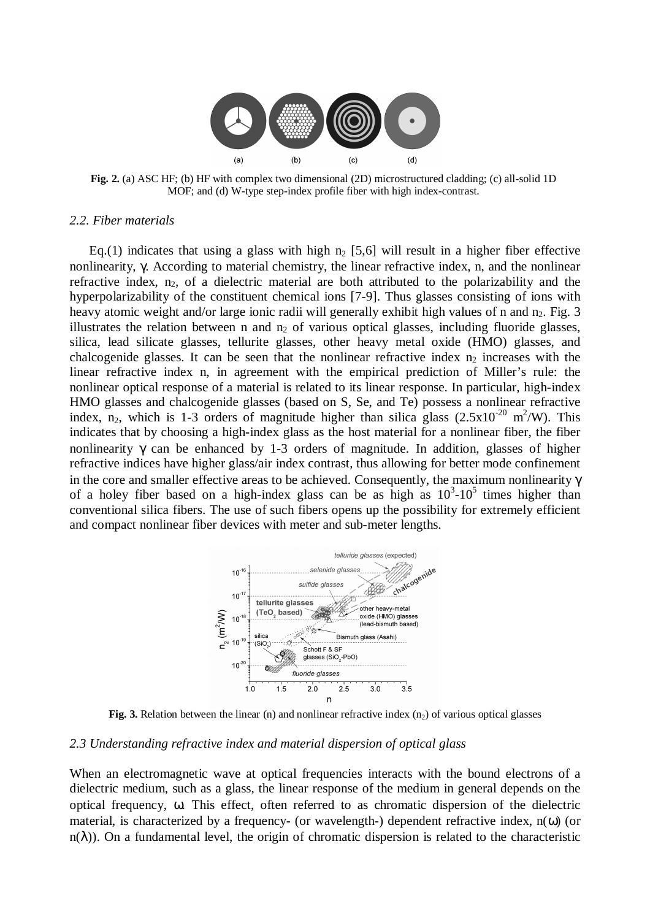**Fig. 2.** (a) ASC HF; (b) HF with complex two dimensional (2D) microstructured cladding; (c) all-solid 1D MOF; and (d) W-type step-index profile fiber with high index-contrast.

### *2.2. Fiber materials*

Eq.(1) indicates that using a glass with high $n_2$ [5,6] will result in a higher fiber effective nonlinearity, $\gamma$. According to material chemistry, the linear refractive index, n, and the nonlinear refractive index, $n_2$, of a dielectric material are both attributed to the polarizability and the hyperpolarizability of the constituent chemical ions [7-9]. Thus glasses consisting of ions with heavy atomic weight and/or large ionic radii will generally exhibit high values of n and $n_2$. Fig. 3 illustrates the relation between n and $n_2$ of various optical glasses, including fluoride glasses, silica, lead silicate glasses, tellurite glasses, other heavy metal oxide (HMO) glasses, and chalcogenide glasses. It can be seen that the nonlinear refractive index $n_2$ increases with the linear refractive index n, in agreement with the empirical prediction of Miller's rule: the nonlinear optical response of a material is related to its linear response. In particular, high-index HMO glasses and chalcogenide glasses (based on S, Se, and Te) possess a nonlinear refractive index, $n_2$, which is 1-3 orders of magnitude higher than silica glass ($2.5\text{x}10^{-20}$ $m^2/W$). This indicates that by choosing a high-index glass as the host material for a nonlinear fiber, the fiber nonlinearity $\gamma$ can be enhanced by 1-3 orders of magnitude. In addition, glasses of higher refractive indices have higher glass/air index contrast, thus allowing for better mode confinement in the core and smaller effective areas to be achieved. Consequently, the maximum nonlinearity $\gamma$ of a holey fiber based on a high-index glass can be as high as $10^3$-$10^5$ times higher than conventional silica fibers. The use of such fibers opens up the possibility for extremely efficient and compact nonlinear fiber devices with meter and sub-meter lengths.

**Fig. 3.** Relation between the linear (n) and nonlinear refractive index ($n_2$) of various optical glasses

### *2.3 Understanding refractive index and material dispersion of optical glass*

When an electromagnetic wave at optical frequencies interacts with the bound electrons of a dielectric medium, such as a glass, the linear response of the medium in general depends on the optical frequency, $\omega$. This effect, often referred to as chromatic dispersion of the dielectric material, is characterized by a frequency- (or wavelength-) dependent refractive index, $n(\omega)$ (or $n(\lambda)$). On a fundamental level, the origin of chromatic dispersion is related to the characteristic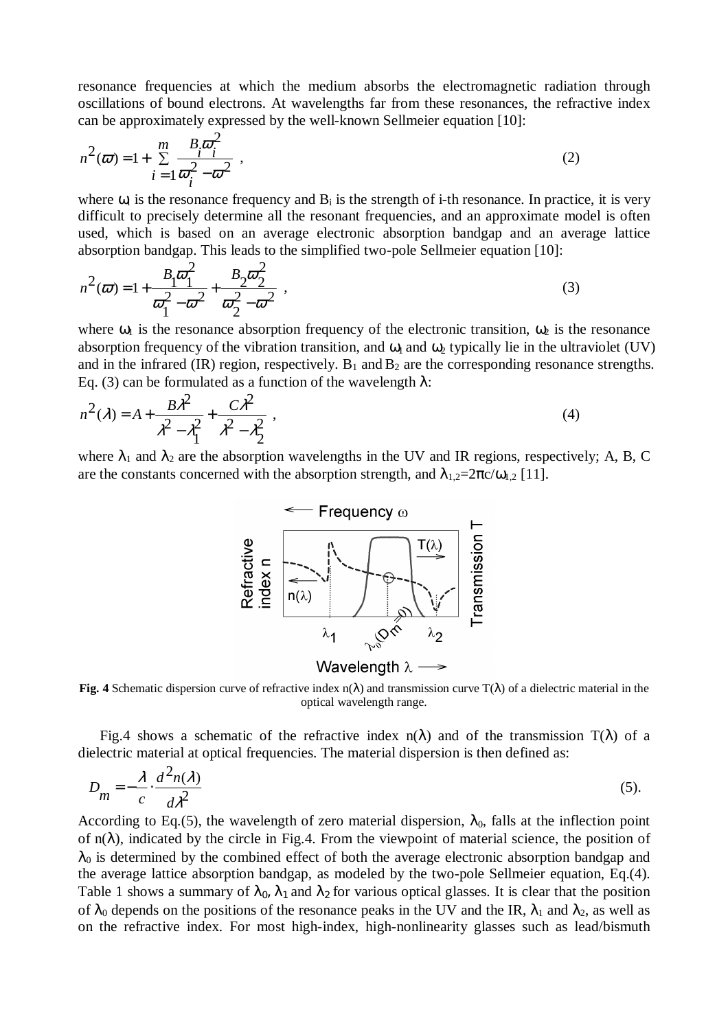resonance frequencies at which the medium absorbs the electromagnetic radiation through oscillations of bound electrons. At wavelengths far from these resonances, the refractive index can be approximately expressed by the well-known Sellmeier equation [10]:

$$n^2(\varpi) = 1 + \sum_{i=1}^{m} \frac{B_i \varpi_i^2}{\varpi_i^2 - \varpi^2} \ , \tag{2}$$

where $\omega_i$ is the resonance frequency and $B_i$ is the strength of i-th resonance. In practice, it is very difficult to precisely determine all the resonant frequencies, and an approximate model is often used, which is based on an average electronic absorption bandgap and an average lattice absorption bandgap. This leads to the simplified two-pole Sellmeier equation [10]:

$$n^2(\varpi) = 1 + \frac{B_1 \varpi_1^2}{\varpi_1^2 - \varpi^2} + \frac{B_2 \varpi_2^2}{\varpi_2^2 - \varpi^2} \ , \tag{3}$$

where $\omega_1$ is the resonance absorption frequency of the electronic transition, $\omega_2$ is the resonance absorption frequency of the vibration transition, and $\omega_1$ and $\omega_2$ typically lie in the ultraviolet (UV) and in the infrared (IR) region, respectively. $B_1$ and $B_2$ are the corresponding resonance strengths. Eq. (3) can be formulated as a function of the wavelength $\lambda$:

$$n^2(\lambda) = A + \frac{B\lambda^2}{\lambda^2 - \lambda_1^2} + \frac{C\lambda^2}{\lambda^2 - \lambda_2^2} \ , \tag{4}$$

where $\lambda_1$ and $\lambda_2$ are the absorption wavelengths in the UV and IR regions, respectively; A, B, C are the constants concerned with the absorption strength, and $\lambda_{1,2}=2\pi c/\omega_{1,2}$ [11].

**Fig. 4** Schematic dispersion curve of refractive index $n(\lambda)$ and transmission curve $T(\lambda)$ of a dielectric material in the optical wavelength range.

Fig.4 shows a schematic of the refractive index $n(\lambda)$ and of the transmission $T(\lambda)$ of a dielectric material at optical frequencies. The material dispersion is then defined as:

$$D_m = -\frac{\lambda}{c} \cdot \frac{d^2 n(\lambda)}{d\lambda^2} \tag{5}$$

According to Eq.(5), the wavelength of zero material dispersion, $\lambda_0$, falls at the inflection point of $n(\lambda)$, indicated by the circle in Fig.4. From the viewpoint of material science, the position of $\lambda_0$ is determined by the combined effect of both the average electronic absorption bandgap and the average lattice absorption bandgap, as modeled by the two-pole Sellmeier equation, Eq.(4). Table 1 shows a summary of $\lambda_0$, $\lambda_1$ and $\lambda_2$ for various optical glasses. It is clear that the position of $\lambda_0$ depends on the positions of the resonance peaks in the UV and the IR, $\lambda_1$ and $\lambda_2$, as well as on the refractive index. For most high-index, high-nonlinearity glasses such as lead/bismuth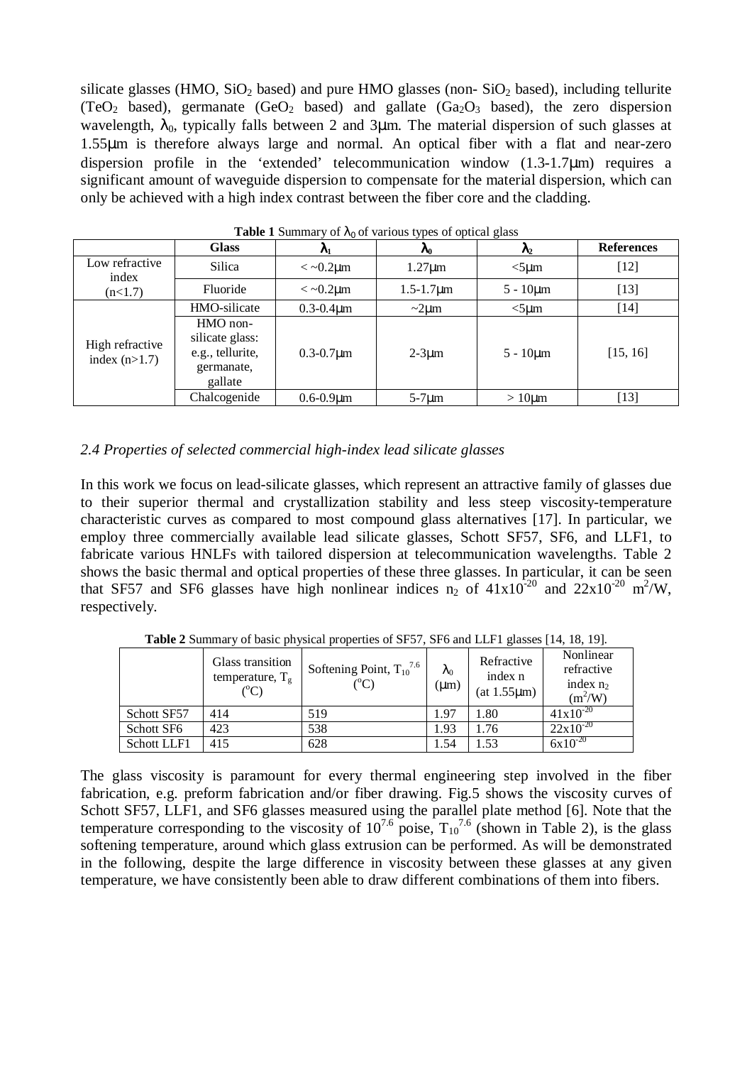silicate glasses (HMO, $SiO_2$ based) and pure HMO glasses (non- $SiO_2$ based), including tellurite ($TeO_2$ based), germanate ($GeO_2$ based) and gallate ($Ga_2O_3$ based), the zero dispersion wavelength, $\lambda_0$, typically falls between 2 and 3μm. The material dispersion of such glasses at 1.55μm is therefore always large and normal. An optical fiber with a flat and near-zero dispersion profile in the 'extended' telecommunication window (1.3-1.7μm) requires a significant amount of waveguide dispersion to compensate for the material dispersion, which can only be achieved with a high index contrast between the fiber core and the cladding.

**Table 1** Summary of $\lambda_0$ of various types of optical glass

| | Glass | $\lambda_1$ | $\lambda_0$ | $\lambda_2$ | References |
|---|---|---|---|---|---|
| Low refractive index (n<1.7) | Silica | < ~0.2μm | 1.27μm | <5μm | [12] |
| | Fluoride | < ~0.2μm | 1.5-1.7μm | 5 - 10μm | [13] |
| High refractive index (n>1.7) | HMO-silicate | 0.3-0.4μm | ~2μm | <5μm | [14] |
| | HMO non-silicate glass: e.g., tellurite, germanate, gallate | 0.3-0.7μm | 2-3μm | 5 - 10μm | [15, 16] |
| | Chalcogenide | 0.6-0.9μm | 5-7μm | > 10μm | [13] |

### *2.4 Properties of selected commercial high-index lead silicate glasses*

In this work we focus on lead-silicate glasses, which represent an attractive family of glasses due to their superior thermal and crystallization stability and less steep viscosity-temperature characteristic curves as compared to most compound glass alternatives [17]. In particular, we employ three commercially available lead silicate glasses, Schott SF57, SF6, and LLF1, to fabricate various HNLFs with tailored dispersion at telecommunication wavelengths. Table 2 shows the basic thermal and optical properties of these three glasses. In particular, it can be seen that SF57 and SF6 glasses have high nonlinear indices $n_2$ of $41\text{x}10^{-20}$ and $22\text{x}10^{-20}$ $m^2/W$, respectively.

**Table 2** Summary of basic physical properties of SF57, SF6 and LLF1 glasses [14, 18, 19].

| | Glass transition temperature, $T_g$ (°C) | Softening Point, $T_{10}{}^{7.6}$ (°C) | $\lambda_0$ (μm) | Refractive index n (at 1.55μm) | Nonlinear refractive index $n_2$ ($m^2/W$) |
|---|---|---|---|---|---|
| Schott SF57 | 414 | 519 | 1.97 | 1.80 | $41\text{x}10^{-20}$ |
| Schott SF6 | 423 | 538 | 1.93 | 1.76 | $22\text{x}10^{-20}$ |
| Schott LLF1 | 415 | 628 | 1.54 | 1.53 | $6\text{x}10^{-20}$ |

The glass viscosity is paramount for every thermal engineering step involved in the fiber fabrication, e.g. preform fabrication and/or fiber drawing. Fig.5 shows the viscosity curves of Schott SF57, LLF1, and SF6 glasses measured using the parallel plate method [6]. Note that the temperature corresponding to the viscosity of $10^{7.6}$ poise, $T_{10}{}^{7.6}$ (shown in Table 2), is the glass softening temperature, around which glass extrusion can be performed. As will be demonstrated in the following, despite the large difference in viscosity between these glasses at any given temperature, we have consistently been able to draw different combinations of them into fibers.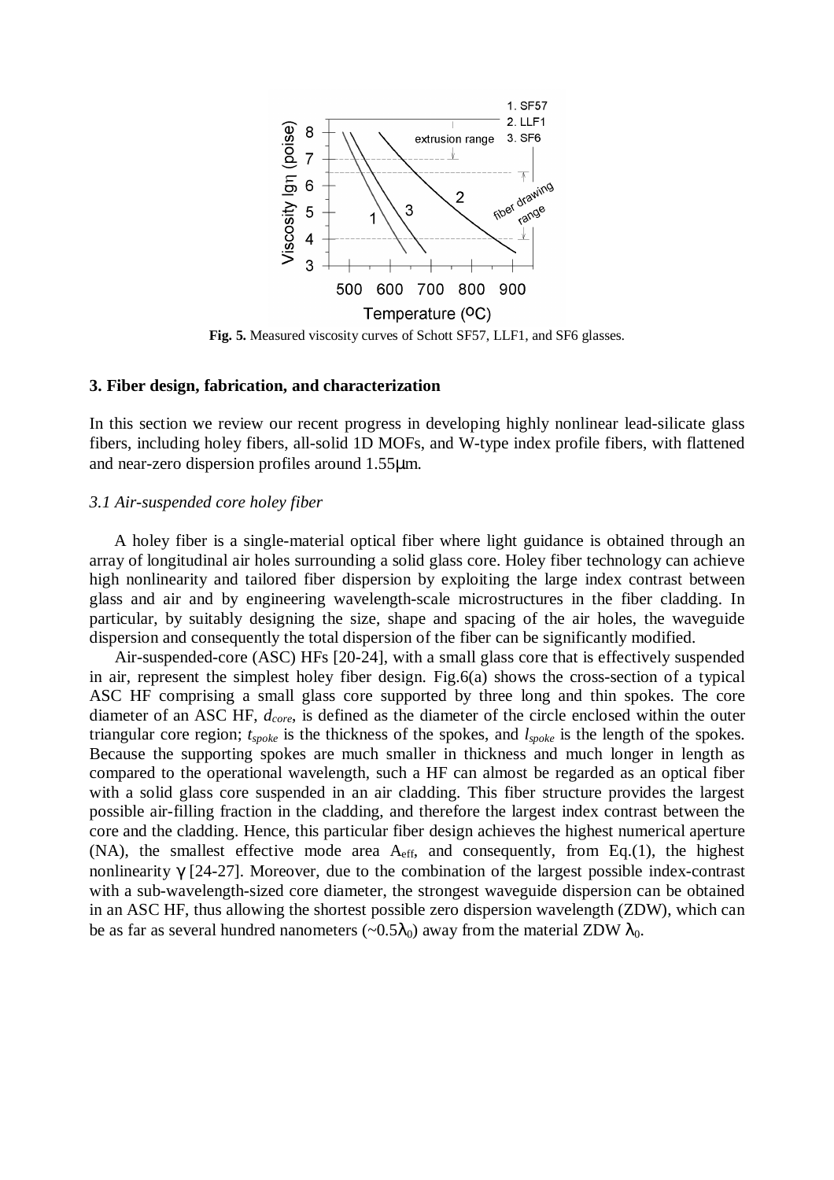**Fig. 5.** Measured viscosity curves of Schott SF57, LLF1, and SF6 glasses.

### 3. Fiber design, fabrication, and characterization

In this section we review our recent progress in developing highly nonlinear lead-silicate glass fibers, including holey fibers, all-solid 1D MOFs, and W-type index profile fibers, with flattened and near-zero dispersion profiles around 1.55μm.

#### *3.1 Air-suspended core holey fiber*

A holey fiber is a single-material optical fiber where light guidance is obtained through an array of longitudinal air holes surrounding a solid glass core. Holey fiber technology can achieve high nonlinearity and tailored fiber dispersion by exploiting the large index contrast between glass and air and by engineering wavelength-scale microstructures in the fiber cladding. In particular, by suitably designing the size, shape and spacing of the air holes, the waveguide dispersion and consequently the total dispersion of the fiber can be significantly modified.

Air-suspended-core (ASC) HFs [20-24], with a small glass core that is effectively suspended in air, represent the simplest holey fiber design. Fig.6(a) shows the cross-section of a typical ASC HF comprising a small glass core supported by three long and thin spokes. The core diameter of an ASC HF, $d_{core}$, is defined as the diameter of the circle enclosed within the outer triangular core region; $t_{spoke}$ is the thickness of the spokes, and $l_{spoke}$ is the length of the spokes. Because the supporting spokes are much smaller in thickness and much longer in length as compared to the operational wavelength, such a HF can almost be regarded as an optical fiber with a solid glass core suspended in an air cladding. This fiber structure provides the largest possible air-filling fraction in the cladding, and therefore the largest index contrast between the core and the cladding. Hence, this particular fiber design achieves the highest numerical aperture (NA), the smallest effective mode area $A_{eff}$, and consequently, from Eq.(1), the highest nonlinearity $\gamma$ [24-27]. Moreover, due to the combination of the largest possible index-contrast with a sub-wavelength-sized core diameter, the strongest waveguide dispersion can be obtained in an ASC HF, thus allowing the shortest possible zero dispersion wavelength (ZDW), which can be as far as several hundred nanometers (~$0.5\lambda_0$) away from the material ZDW $\lambda_0$.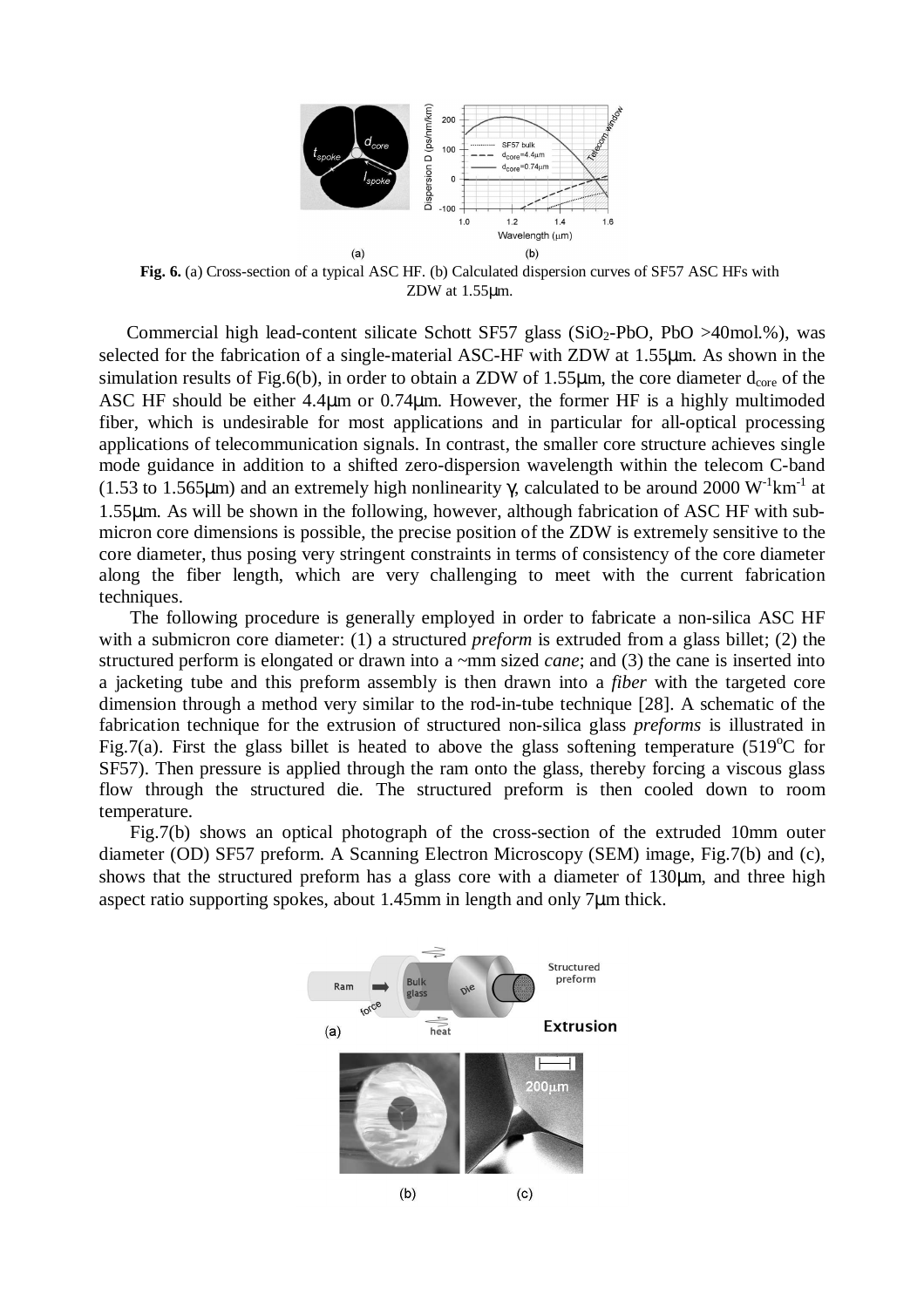**Fig. 6.** (a) Cross-section of a typical ASC HF. (b) Calculated dispersion curves of SF57 ASC HFs with ZDW at 1.55μm.

Commercial high lead-content silicate Schott SF57 glass ($SiO_2$-PbO, PbO >40mol.%), was selected for the fabrication of a single-material ASC-HF with ZDW at 1.55μm. As shown in the simulation results of Fig.6(b), in order to obtain a ZDW of 1.55μm, the core diameter $d_{core}$ of the ASC HF should be either 4.4μm or 0.74μm. However, the former HF is a highly multimoded fiber, which is undesirable for most applications and in particular for all-optical processing applications of telecommunication signals. In contrast, the smaller core structure achieves single mode guidance in addition to a shifted zero-dispersion wavelength within the telecom C-band (1.53 to 1.565μm) and an extremely high nonlinearity γ, calculated to be around 2000 $W^{-1}km^{-1}$ at 1.55μm. As will be shown in the following, however, although fabrication of ASC HF with sub-micron core dimensions is possible, the precise position of the ZDW is extremely sensitive to the core diameter, thus posing very stringent constraints in terms of consistency of the core diameter along the fiber length, which are very challenging to meet with the current fabrication techniques.

The following procedure is generally employed in order to fabricate a non-silica ASC HF with a submicron core diameter: (1) a structured *preform* is extruded from a glass billet; (2) the structured perform is elongated or drawn into a ~mm sized *cane*; and (3) the cane is inserted into a jacketing tube and this preform assembly is then drawn into a *fiber* with the targeted core dimension through a method very similar to the rod-in-tube technique [28]. A schematic of the fabrication technique for the extrusion of structured non-silica glass *preforms* is illustrated in Fig.7(a). First the glass billet is heated to above the glass softening temperature (519°C for SF57). Then pressure is applied through the ram onto the glass, thereby forcing a viscous glass flow through the structured die. The structured preform is then cooled down to room temperature.

Fig.7(b) shows an optical photograph of the cross-section of the extruded 10mm outer diameter (OD) SF57 preform. A Scanning Electron Microscopy (SEM) image, Fig.7(b) and (c), shows that the structured preform has a glass core with a diameter of 130μm, and three high aspect ratio supporting spokes, about 1.45mm in length and only 7μm thick.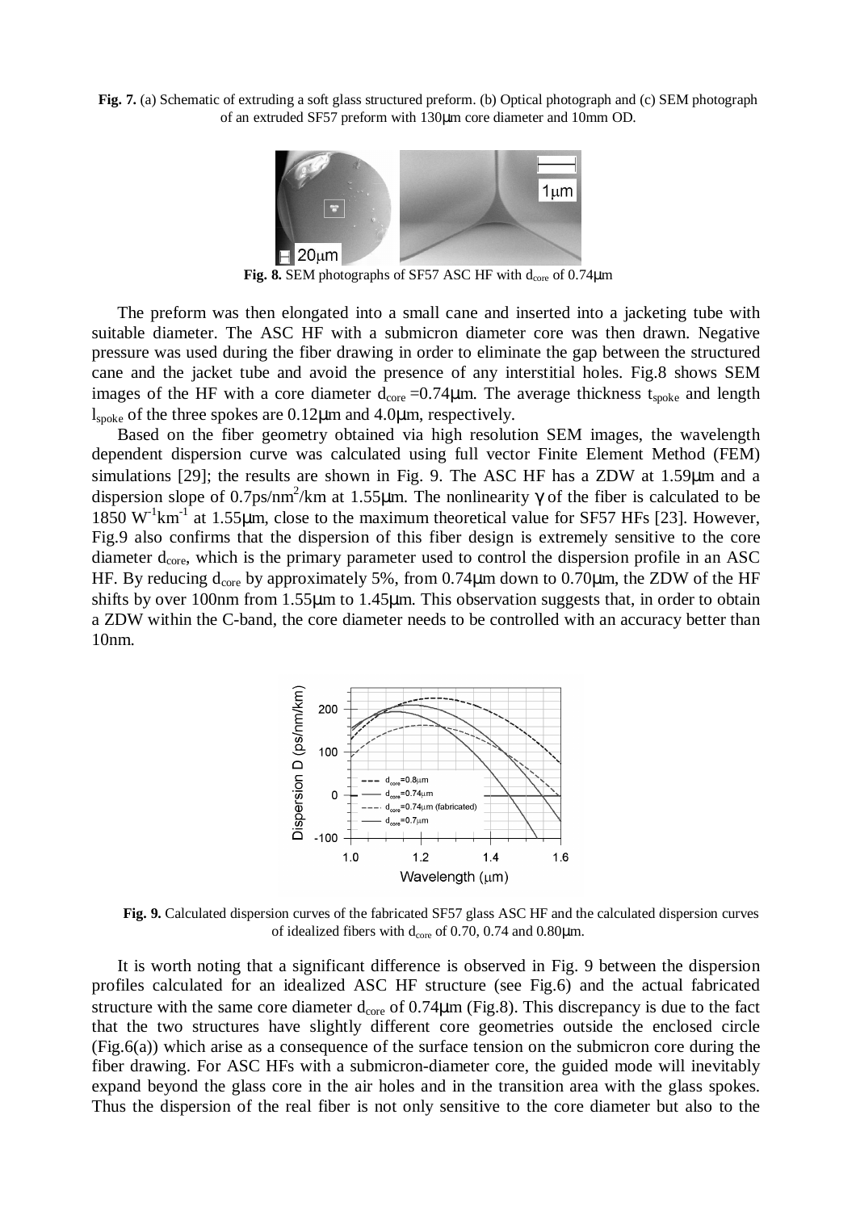**Fig. 7.** (a) Schematic of extruding a soft glass structured preform. (b) Optical photograph and (c) SEM photograph of an extruded SF57 preform with 130μm core diameter and 10mm OD.

**Fig. 8.** SEM photographs of SF57 ASC HF with $d_{core}$ of 0.74μm

The preform was then elongated into a small cane and inserted into a jacketing tube with suitable diameter. The ASC HF with a submicron diameter core was then drawn. Negative pressure was used during the fiber drawing in order to eliminate the gap between the structured cane and the jacket tube and avoid the presence of any interstitial holes. Fig.8 shows SEM images of the HF with a core diameter $d_{core}$ =0.74μm. The average thickness $t_{spoke}$ and length $l_{spoke}$ of the three spokes are 0.12μm and 4.0μm, respectively.

Based on the fiber geometry obtained via high resolution SEM images, the wavelength dependent dispersion curve was calculated using full vector Finite Element Method (FEM) simulations [29]; the results are shown in Fig. 9. The ASC HF has a ZDW at 1.59μm and a dispersion slope of 0.7ps/nm$^2$/km at 1.55μm. The nonlinearity $\gamma$ of the fiber is calculated to be 1850 $W^{-1}km^{-1}$ at 1.55μm, close to the maximum theoretical value for SF57 HFs [23]. However, Fig.9 also confirms that the dispersion of this fiber design is extremely sensitive to the core diameter $d_{core}$, which is the primary parameter used to control the dispersion profile in an ASC HF. By reducing $d_{core}$ by approximately 5%, from 0.74μm down to 0.70μm, the ZDW of the HF shifts by over 100nm from 1.55μm to 1.45μm. This observation suggests that, in order to obtain a ZDW within the C-band, the core diameter needs to be controlled with an accuracy better than 10nm.

**Fig. 9.** Calculated dispersion curves of the fabricated SF57 glass ASC HF and the calculated dispersion curves of idealized fibers with $d_{core}$ of 0.70, 0.74 and 0.80μm.

It is worth noting that a significant difference is observed in Fig. 9 between the dispersion profiles calculated for an idealized ASC HF structure (see Fig.6) and the actual fabricated structure with the same core diameter $d_{core}$ of 0.74μm (Fig.8). This discrepancy is due to the fact that the two structures have slightly different core geometries outside the enclosed circle (Fig.6(a)) which arise as a consequence of the surface tension on the submicron core during the fiber drawing. For ASC HFs with a submicron-diameter core, the guided mode will inevitably expand beyond the glass core in the air holes and in the transition area with the glass spokes. Thus the dispersion of the real fiber is not only sensitive to the core diameter but also to the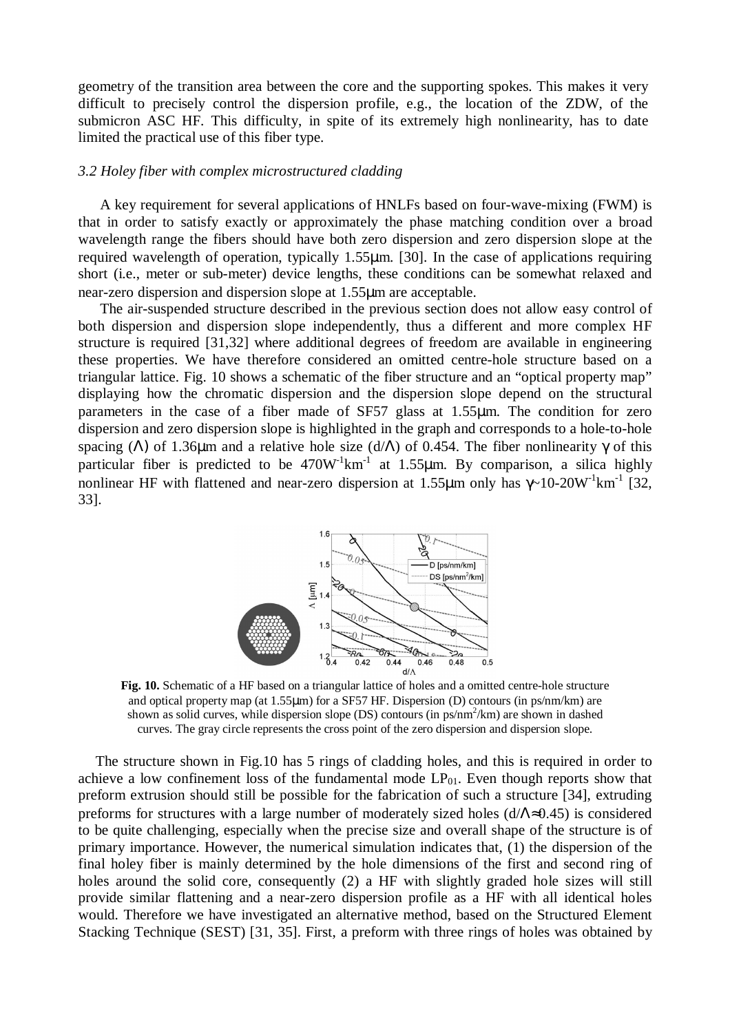geometry of the transition area between the core and the supporting spokes. This makes it very difficult to precisely control the dispersion profile, e.g., the location of the ZDW, of the submicron ASC HF. This difficulty, in spite of its extremely high nonlinearity, has to date limited the practical use of this fiber type.

### *3.2 Holey fiber with complex microstructured cladding*

A key requirement for several applications of HNLFs based on four-wave-mixing (FWM) is that in order to satisfy exactly or approximately the phase matching condition over a broad wavelength range the fibers should have both zero dispersion and zero dispersion slope at the required wavelength of operation, typically 1.55μm. [30]. In the case of applications requiring short (i.e., meter or sub-meter) device lengths, these conditions can be somewhat relaxed and near-zero dispersion and dispersion slope at 1.55μm are acceptable.

The air-suspended structure described in the previous section does not allow easy control of both dispersion and dispersion slope independently, thus a different and more complex HF structure is required [31,32] where additional degrees of freedom are available in engineering these properties. We have therefore considered an omitted centre-hole structure based on a triangular lattice. Fig. 10 shows a schematic of the fiber structure and an "optical property map" displaying how the chromatic dispersion and the dispersion slope depend on the structural parameters in the case of a fiber made of SF57 glass at 1.55μm. The condition for zero dispersion and zero dispersion slope is highlighted in the graph and corresponds to a hole-to-hole spacing ($\Lambda$) of 1.36μm and a relative hole size ($d/\Lambda$) of 0.454. The fiber nonlinearity $\gamma$ of this particular fiber is predicted to be $470W^{-1}km^{-1}$ at 1.55μm. By comparison, a silica highly nonlinear HF with flattened and near-zero dispersion at 1.55μm only has $\gamma$~$10\text{-}20W^{-1}km^{-1}$ [32, 33].

**Fig. 10.** Schematic of a HF based on a triangular lattice of holes and a omitted centre-hole structure and optical property map (at 1.55μm) for a SF57 HF. Dispersion (D) contours (in ps/nm/km) are shown as solid curves, while dispersion slope (DS) contours (in ps/nm$^2$/km) are shown in dashed curves. The gray circle represents the cross point of the zero dispersion and dispersion slope.

The structure shown in Fig.10 has 5 rings of cladding holes, and this is required in order to achieve a low confinement loss of the fundamental mode $LP_{01}$. Even though reports show that preform extrusion should still be possible for the fabrication of such a structure [34], extruding preforms for structures with a large number of moderately sized holes ($d/\Lambda\approx0.45$) is considered to be quite challenging, especially when the precise size and overall shape of the structure is of primary importance. However, the numerical simulation indicates that, (1) the dispersion of the final holey fiber is mainly determined by the hole dimensions of the first and second ring of holes around the solid core, consequently (2) a HF with slightly graded hole sizes will still provide similar flattening and a near-zero dispersion profile as a HF with all identical holes would. Therefore we have investigated an alternative method, based on the Structured Element Stacking Technique (SEST) [31, 35]. First, a preform with three rings of holes was obtained by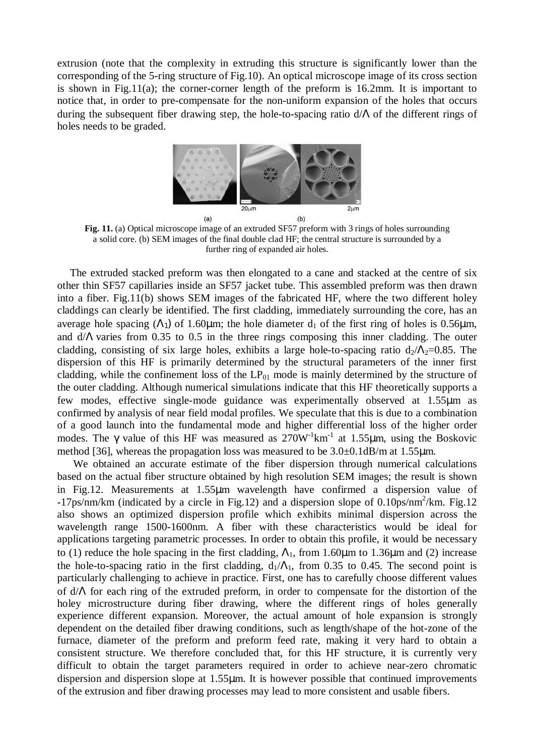extrusion (note that the complexity in extruding this structure is significantly lower than the corresponding of the 5-ring structure of Fig.10). An optical microscope image of its cross section is shown in Fig.11(a); the corner-corner length of the preform is 16.2mm. It is important to notice that, in order to pre-compensate for the non-uniform expansion of the holes that occurs during the subsequent fiber drawing step, the hole-to-spacing ratio $d/\Lambda$ of the different rings of holes needs to be graded.

**Fig. 11.** (a) Optical microscope image of an extruded SF57 preform with 3 rings of holes surrounding a solid core. (b) SEM images of the final double clad HF; the central structure is surrounded by a further ring of expanded air holes.

The extruded stacked preform was then elongated to a cane and stacked at the centre of six other thin SF57 capillaries inside an SF57 jacket tube. This assembled preform was then drawn into a fiber. Fig.11(b) shows SEM images of the fabricated HF, where the two different holey claddings can clearly be identified. The first cladding, immediately surrounding the core, has an average hole spacing ($\Lambda_1$) of 1.60μm; the hole diameter $d_1$ of the first ring of holes is 0.56μm, and $d/\Lambda$ varies from 0.35 to 0.5 in the three rings composing this inner cladding. The outer cladding, consisting of six large holes, exhibits a large hole-to-spacing ratio $d_2/\Lambda_2$=0.85. The dispersion of this HF is primarily determined by the structural parameters of the inner first cladding, while the confinement loss of the $LP_{01}$ mode is mainly determined by the structure of the outer cladding. Although numerical simulations indicate that this HF theoretically supports a few modes, effective single-mode guidance was experimentally observed at 1.55μm as confirmed by analysis of near field modal profiles. We speculate that this is due to a combination of a good launch into the fundamental mode and higher differential loss of the higher order modes. The $\gamma$ value of this HF was measured as $270W^{-1}km^{-1}$ at 1.55μm, using the Boskovic method [36], whereas the propagation loss was measured to be 3.0±0.1dB/m at 1.55μm.

We obtained an accurate estimate of the fiber dispersion through numerical calculations based on the actual fiber structure obtained by high resolution SEM images; the result is shown in Fig.12. Measurements at 1.55μm wavelength have confirmed a dispersion value of -17ps/nm/km (indicated by a circle in Fig.12) and a dispersion slope of $0.10ps/nm^2/km$. Fig.12 also shows an optimized dispersion profile which exhibits minimal dispersion across the wavelength range 1500-1600nm. A fiber with these characteristics would be ideal for applications targeting parametric processes. In order to obtain this profile, it would be necessary to (1) reduce the hole spacing in the first cladding, $\Lambda_1$, from 1.60μm to 1.36μm and (2) increase the hole-to-spacing ratio in the first cladding, $d_1/\Lambda_1$, from 0.35 to 0.45. The second point is particularly challenging to achieve in practice. First, one has to carefully choose different values of $d/\Lambda$ for each ring of the extruded preform, in order to compensate for the distortion of the holey microstructure during fiber drawing, where the different rings of holes generally experience different expansion. Moreover, the actual amount of hole expansion is strongly dependent on the detailed fiber drawing conditions, such as length/shape of the hot-zone of the furnace, diameter of the preform and preform feed rate, making it very hard to obtain a consistent structure. We therefore concluded that, for this HF structure, it is currently very difficult to obtain the target parameters required in order to achieve near-zero chromatic dispersion and dispersion slope at 1.55μm. It is however possible that continued improvements of the extrusion and fiber drawing processes may lead to more consistent and usable fibers.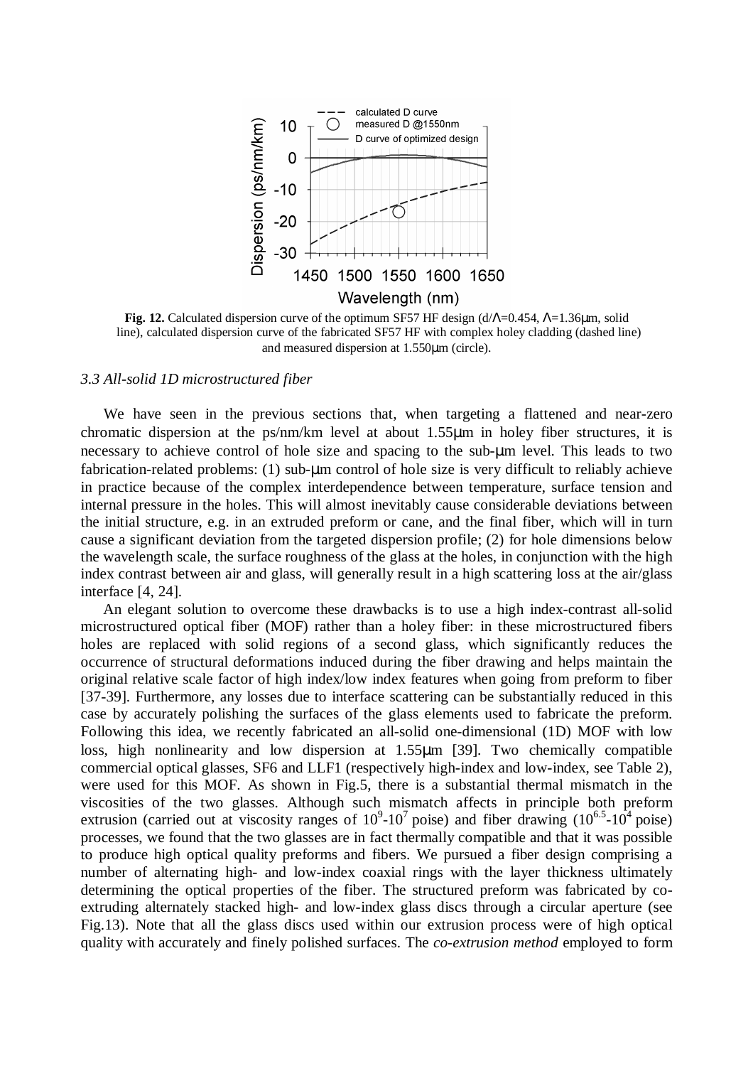**Fig. 12.** Calculated dispersion curve of the optimum SF57 HF design (d/Λ=0.454, Λ=1.36μm, solid line), calculated dispersion curve of the fabricated SF57 HF with complex holey cladding (dashed line) and measured dispersion at 1.550μm (circle).

### *3.3 All-solid 1D microstructured fiber*

We have seen in the previous sections that, when targeting a flattened and near-zero chromatic dispersion at the ps/nm/km level at about 1.55μm in holey fiber structures, it is necessary to achieve control of hole size and spacing to the sub-μm level. This leads to two fabrication-related problems: (1) sub-μm control of hole size is very difficult to reliably achieve in practice because of the complex interdependence between temperature, surface tension and internal pressure in the holes. This will almost inevitably cause considerable deviations between the initial structure, e.g. in an extruded preform or cane, and the final fiber, which will in turn cause a significant deviation from the targeted dispersion profile; (2) for hole dimensions below the wavelength scale, the surface roughness of the glass at the holes, in conjunction with the high index contrast between air and glass, will generally result in a high scattering loss at the air/glass interface [4, 24].

An elegant solution to overcome these drawbacks is to use a high index-contrast all-solid microstructured optical fiber (MOF) rather than a holey fiber: in these microstructured fibers holes are replaced with solid regions of a second glass, which significantly reduces the occurrence of structural deformations induced during the fiber drawing and helps maintain the original relative scale factor of high index/low index features when going from preform to fiber [37-39]. Furthermore, any losses due to interface scattering can be substantially reduced in this case by accurately polishing the surfaces of the glass elements used to fabricate the preform. Following this idea, we recently fabricated an all-solid one-dimensional (1D) MOF with low loss, high nonlinearity and low dispersion at 1.55μm [39]. Two chemically compatible commercial optical glasses, SF6 and LLF1 (respectively high-index and low-index, see Table 2), were used for this MOF. As shown in Fig.5, there is a substantial thermal mismatch in the viscosities of the two glasses. Although such mismatch affects in principle both preform extrusion (carried out at viscosity ranges of $10^9$-$10^7$ poise) and fiber drawing ($10^{6.5}$-$10^4$ poise) processes, we found that the two glasses are in fact thermally compatible and that it was possible to produce high optical quality preforms and fibers. We pursued a fiber design comprising a number of alternating high- and low-index coaxial rings with the layer thickness ultimately determining the optical properties of the fiber. The structured preform was fabricated by co-extruding alternately stacked high- and low-index glass discs through a circular aperture (see Fig.13). Note that all the glass discs used within our extrusion process were of high optical quality with accurately and finely polished surfaces. The *co-extrusion method* employed to form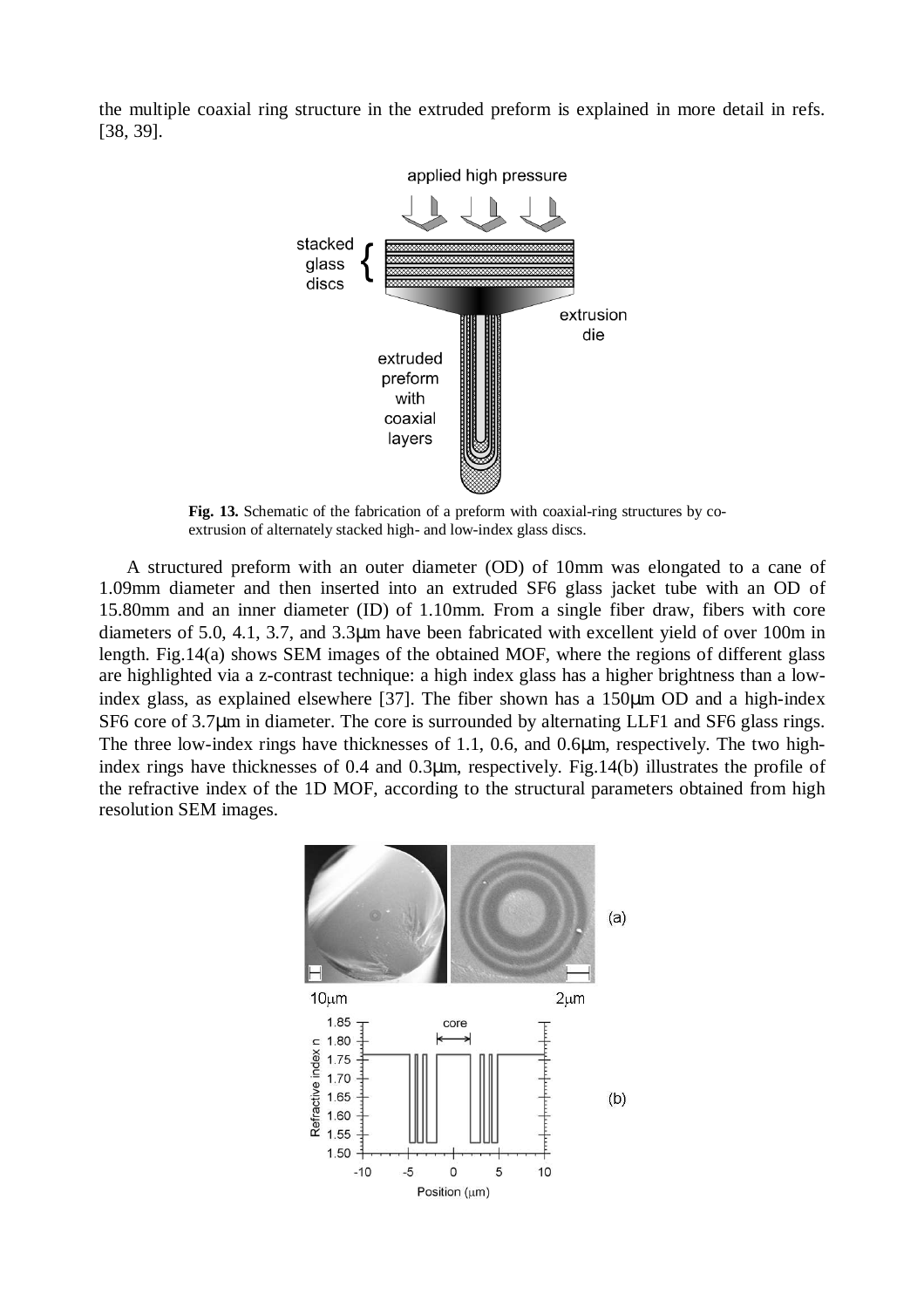the multiple coaxial ring structure in the extruded preform is explained in more detail in refs. [38, 39].

**Fig. 13.** Schematic of the fabrication of a preform with coaxial-ring structures by co-extrusion of alternately stacked high- and low-index glass discs.

A structured preform with an outer diameter (OD) of 10mm was elongated to a cane of 1.09mm diameter and then inserted into an extruded SF6 glass jacket tube with an OD of 15.80mm and an inner diameter (ID) of 1.10mm. From a single fiber draw, fibers with core diameters of 5.0, 4.1, 3.7, and 3.3μm have been fabricated with excellent yield of over 100m in length. Fig.14(a) shows SEM images of the obtained MOF, where the regions of different glass are highlighted via a z-contrast technique: a high index glass has a higher brightness than a low-index glass, as explained elsewhere [37]. The fiber shown has a 150μm OD and a high-index SF6 core of 3.7μm in diameter. The core is surrounded by alternating LLF1 and SF6 glass rings. The three low-index rings have thicknesses of 1.1, 0.6, and 0.6μm, respectively. The two high-index rings have thicknesses of 0.4 and 0.3μm, respectively. Fig.14(b) illustrates the profile of the refractive index of the 1D MOF, according to the structural parameters obtained from high resolution SEM images.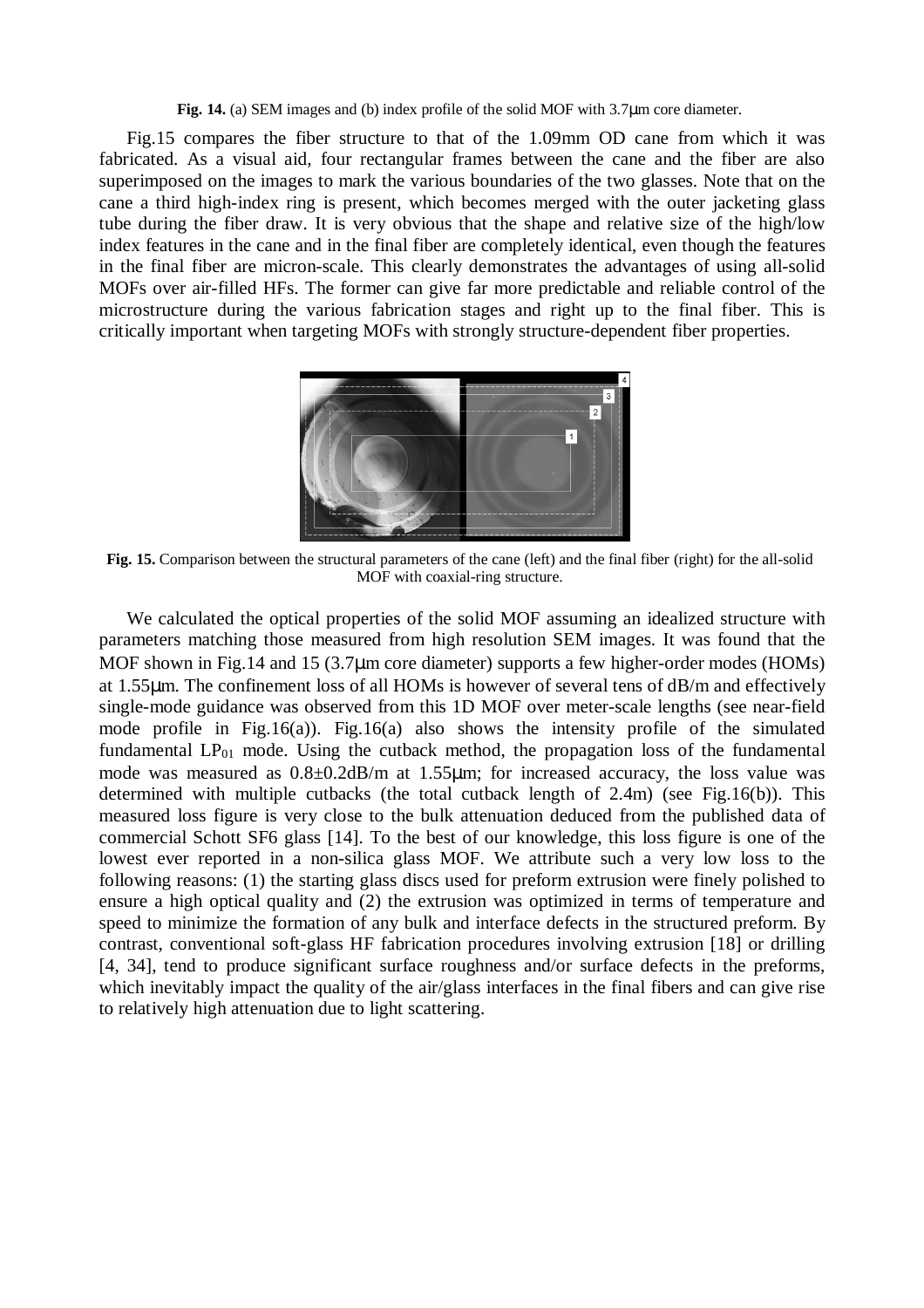**Fig. 14.** (a) SEM images and (b) index profile of the solid MOF with 3.7μm core diameter.

Fig.15 compares the fiber structure to that of the 1.09mm OD cane from which it was fabricated. As a visual aid, four rectangular frames between the cane and the fiber are also superimposed on the images to mark the various boundaries of the two glasses. Note that on the cane a third high-index ring is present, which becomes merged with the outer jacketing glass tube during the fiber draw. It is very obvious that the shape and relative size of the high/low index features in the cane and in the final fiber are completely identical, even though the features in the final fiber are micron-scale. This clearly demonstrates the advantages of using all-solid MOFs over air-filled HFs. The former can give far more predictable and reliable control of the microstructure during the various fabrication stages and right up to the final fiber. This is critically important when targeting MOFs with strongly structure-dependent fiber properties.

**Fig. 15.** Comparison between the structural parameters of the cane (left) and the final fiber (right) for the all-solid MOF with coaxial-ring structure.

We calculated the optical properties of the solid MOF assuming an idealized structure with parameters matching those measured from high resolution SEM images. It was found that the MOF shown in Fig.14 and 15 (3.7μm core diameter) supports a few higher-order modes (HOMs) at 1.55μm. The confinement loss of all HOMs is however of several tens of dB/m and effectively single-mode guidance was observed from this 1D MOF over meter-scale lengths (see near-field mode profile in Fig.16(a)). Fig.16(a) also shows the intensity profile of the simulated fundamental $LP_{01}$ mode. Using the cutback method, the propagation loss of the fundamental mode was measured as 0.8±0.2dB/m at 1.55μm; for increased accuracy, the loss value was determined with multiple cutbacks (the total cutback length of 2.4m) (see Fig.16(b)). This measured loss figure is very close to the bulk attenuation deduced from the published data of commercial Schott SF6 glass [14]. To the best of our knowledge, this loss figure is one of the lowest ever reported in a non-silica glass MOF. We attribute such a very low loss to the following reasons: (1) the starting glass discs used for preform extrusion were finely polished to ensure a high optical quality and (2) the extrusion was optimized in terms of temperature and speed to minimize the formation of any bulk and interface defects in the structured preform. By contrast, conventional soft-glass HF fabrication procedures involving extrusion [18] or drilling [4, 34], tend to produce significant surface roughness and/or surface defects in the preforms, which inevitably impact the quality of the air/glass interfaces in the final fibers and can give rise to relatively high attenuation due to light scattering.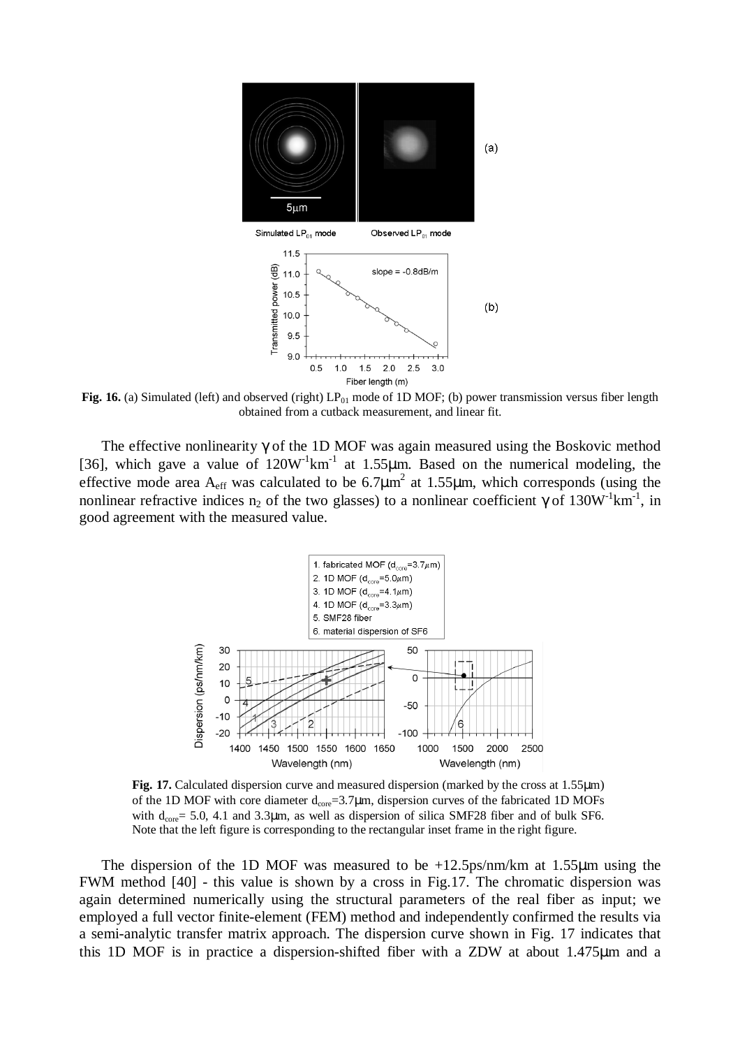**Fig. 16.** (a) Simulated (left) and observed (right) $LP_{01}$ mode of 1D MOF; (b) power transmission versus fiber length obtained from a cutback measurement, and linear fit.

The effective nonlinearity γ of the 1D MOF was again measured using the Boskovic method [36], which gave a value of $120W^{-1}km^{-1}$ at 1.55μm. Based on the numerical modeling, the effective mode area $A_{eff}$ was calculated to be $6.7\mu m^2$ at 1.55μm, which corresponds (using the nonlinear refractive indices $n_2$ of the two glasses) to a nonlinear coefficient γ of $130W^{-1}km^{-1}$, in good agreement with the measured value.

**Fig. 17.** Calculated dispersion curve and measured dispersion (marked by the cross at 1.55μm) of the 1D MOF with core diameter $d_{core}$=3.7μm, dispersion curves of the fabricated 1D MOFs with $d_{core}$= 5.0, 4.1 and 3.3μm, as well as dispersion of silica SMF28 fiber and of bulk SF6. Note that the left figure is corresponding to the rectangular inset frame in the right figure.

The dispersion of the 1D MOF was measured to be +12.5ps/nm/km at 1.55μm using the FWM method [40] - this value is shown by a cross in Fig.17. The chromatic dispersion was again determined numerically using the structural parameters of the real fiber as input; we employed a full vector finite-element (FEM) method and independently confirmed the results via a semi-analytic transfer matrix approach. The dispersion curve shown in Fig. 17 indicates that this 1D MOF is in practice a dispersion-shifted fiber with a ZDW at about 1.475μm and a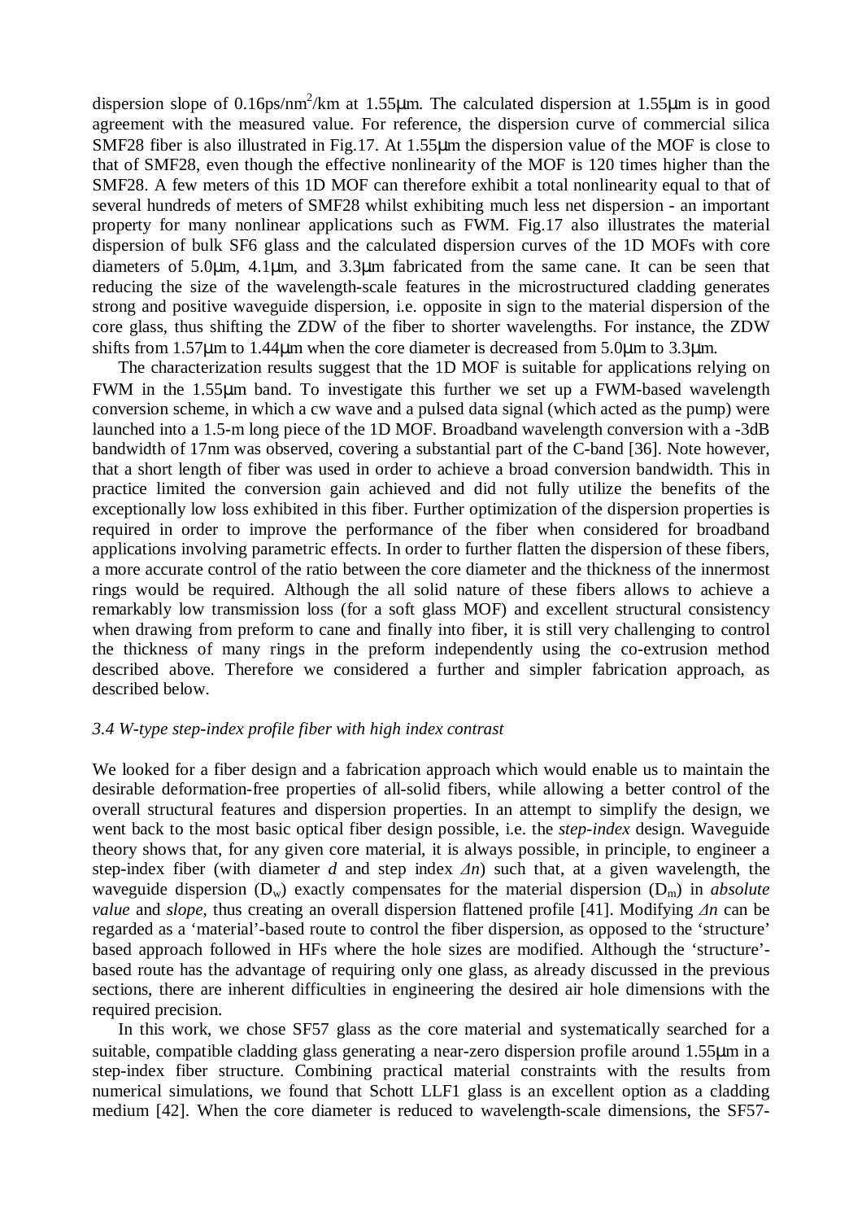dispersion slope of 0.16ps/nm$^2$/km at 1.55μm. The calculated dispersion at 1.55μm is in good agreement with the measured value. For reference, the dispersion curve of commercial silica SMF28 fiber is also illustrated in Fig.17. At 1.55μm the dispersion value of the MOF is close to that of SMF28, even though the effective nonlinearity of the MOF is 120 times higher than the SMF28. A few meters of this 1D MOF can therefore exhibit a total nonlinearity equal to that of several hundreds of meters of SMF28 whilst exhibiting much less net dispersion - an important property for many nonlinear applications such as FWM. Fig.17 also illustrates the material dispersion of bulk SF6 glass and the calculated dispersion curves of the 1D MOFs with core diameters of 5.0μm, 4.1μm, and 3.3μm fabricated from the same cane. It can be seen that reducing the size of the wavelength-scale features in the microstructured cladding generates strong and positive waveguide dispersion, i.e. opposite in sign to the material dispersion of the core glass, thus shifting the ZDW of the fiber to shorter wavelengths. For instance, the ZDW shifts from 1.57μm to 1.44μm when the core diameter is decreased from 5.0μm to 3.3μm.

The characterization results suggest that the 1D MOF is suitable for applications relying on FWM in the 1.55μm band. To investigate this further we set up a FWM-based wavelength conversion scheme, in which a cw wave and a pulsed data signal (which acted as the pump) were launched into a 1.5-m long piece of the 1D MOF. Broadband wavelength conversion with a -3dB bandwidth of 17nm was observed, covering a substantial part of the C-band [36]. Note however, that a short length of fiber was used in order to achieve a broad conversion bandwidth. This in practice limited the conversion gain achieved and did not fully utilize the benefits of the exceptionally low loss exhibited in this fiber. Further optimization of the dispersion properties is required in order to improve the performance of the fiber when considered for broadband applications involving parametric effects. In order to further flatten the dispersion of these fibers, a more accurate control of the ratio between the core diameter and the thickness of the innermost rings would be required. Although the all solid nature of these fibers allows to achieve a remarkably low transmission loss (for a soft glass MOF) and excellent structural consistency when drawing from preform to cane and finally into fiber, it is still very challenging to control the thickness of many rings in the preform independently using the co-extrusion method described above. Therefore we considered a further and simpler fabrication approach, as described below.

### *3.4 W-type step-index profile fiber with high index contrast*

We looked for a fiber design and a fabrication approach which would enable us to maintain the desirable deformation-free properties of all-solid fibers, while allowing a better control of the overall structural features and dispersion properties. In an attempt to simplify the design, we went back to the most basic optical fiber design possible, i.e. the *step-index* design. Waveguide theory shows that, for any given core material, it is always possible, in principle, to engineer a step-index fiber (with diameter $d$ and step index $\Delta n$) such that, at a given wavelength, the waveguide dispersion ($D_w$) exactly compensates for the material dispersion ($D_m$) in *absolute value* and *slope*, thus creating an overall dispersion flattened profile [41]. Modifying $\Delta n$ can be regarded as a 'material'-based route to control the fiber dispersion, as opposed to the 'structure' based approach followed in HFs where the hole sizes are modified. Although the 'structure'-based route has the advantage of requiring only one glass, as already discussed in the previous sections, there are inherent difficulties in engineering the desired air hole dimensions with the required precision.

In this work, we chose SF57 glass as the core material and systematically searched for a suitable, compatible cladding glass generating a near-zero dispersion profile around 1.55μm in a step-index fiber structure. Combining practical material constraints with the results from numerical simulations, we found that Schott LLF1 glass is an excellent option as a cladding medium [42]. When the core diameter is reduced to wavelength-scale dimensions, the SF57-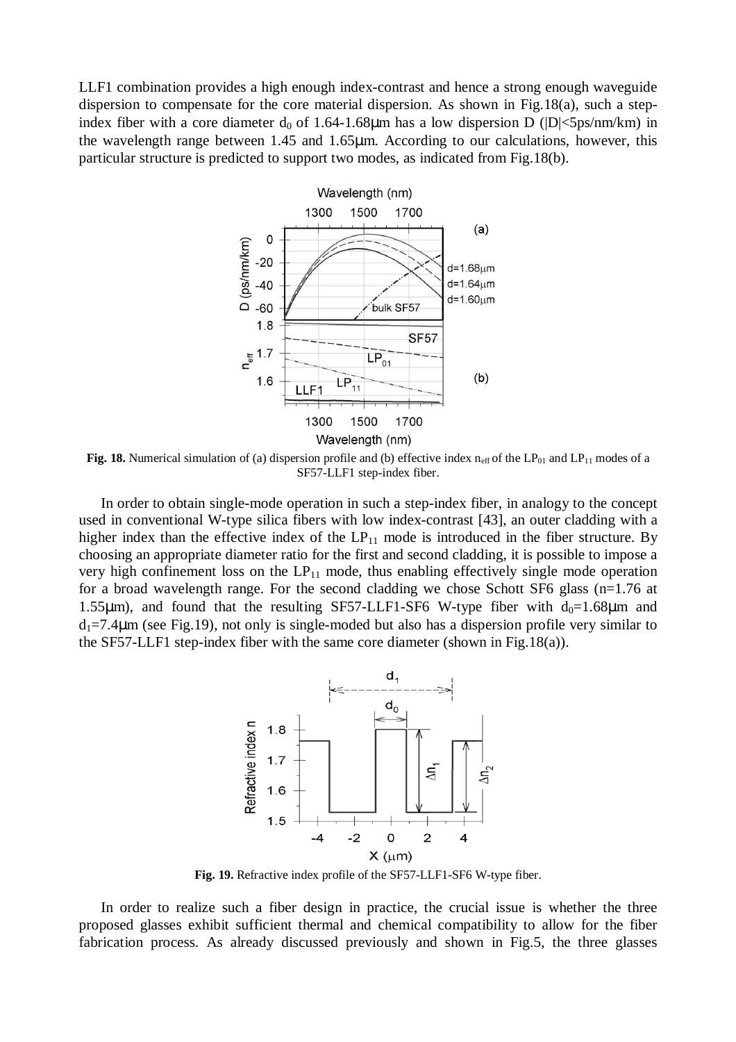LLF1 combination provides a high enough index-contrast and hence a strong enough waveguide dispersion to compensate for the core material dispersion. As shown in Fig.18(a), such a step-index fiber with a core diameter $d_0$ of 1.64-1.68μm has a low dispersion D (|D|<5ps/nm/km) in the wavelength range between 1.45 and 1.65μm. According to our calculations, however, this particular structure is predicted to support two modes, as indicated from Fig.18(b).

**Fig. 18.** Numerical simulation of (a) dispersion profile and (b) effective index $n_{eff}$ of the $LP_{01}$ and $LP_{11}$ modes of a SF57-LLF1 step-index fiber.

In order to obtain single-mode operation in such a step-index fiber, in analogy to the concept used in conventional W-type silica fibers with low index-contrast [43], an outer cladding with a higher index than the effective index of the $LP_{11}$ mode is introduced in the fiber structure. By choosing an appropriate diameter ratio for the first and second cladding, it is possible to impose a very high confinement loss on the $LP_{11}$ mode, thus enabling effectively single mode operation for a broad wavelength range. For the second cladding we chose Schott SF6 glass (n=1.76 at 1.55μm), and found that the resulting SF57-LLF1-SF6 W-type fiber with $d_0$=1.68μm and $d_1$=7.4μm (see Fig.19), not only is single-moded but also has a dispersion profile very similar to the SF57-LLF1 step-index fiber with the same core diameter (shown in Fig.18(a)).

**Fig. 19.** Refractive index profile of the SF57-LLF1-SF6 W-type fiber.

In order to realize such a fiber design in practice, the crucial issue is whether the three proposed glasses exhibit sufficient thermal and chemical compatibility to allow for the fiber fabrication process. As already discussed previously and shown in Fig.5, the three glasses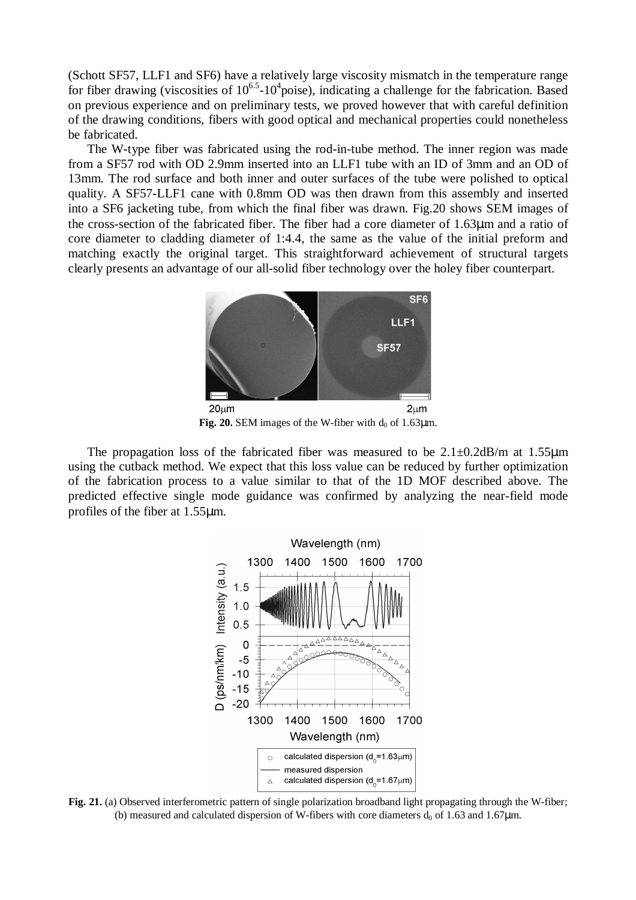(Schott SF57, LLF1 and SF6) have a relatively large viscosity mismatch in the temperature range for fiber drawing (viscosities of $10^{6.5}$-$10^{4}$poise), indicating a challenge for the fabrication. Based on previous experience and on preliminary tests, we proved however that with careful definition of the drawing conditions, fibers with good optical and mechanical properties could nonetheless be fabricated.

The W-type fiber was fabricated using the rod-in-tube method. The inner region was made from a SF57 rod with OD 2.9mm inserted into an LLF1 tube with an ID of 3mm and an OD of 13mm. The rod surface and both inner and outer surfaces of the tube were polished to optical quality. A SF57-LLF1 cane with 0.8mm OD was then drawn from this assembly and inserted into a SF6 jacketing tube, from which the final fiber was drawn. Fig.20 shows SEM images of the cross-section of the fabricated fiber. The fiber had a core diameter of 1.63μm and a ratio of core diameter to cladding diameter of 1:4.4, the same as the value of the initial preform and matching exactly the original target. This straightforward achievement of structural targets clearly presents an advantage of our all-solid fiber technology over the holey fiber counterpart.

**Fig. 20.** SEM images of the W-fiber with $d_0$ of 1.63μm.

The propagation loss of the fabricated fiber was measured to be 2.1±0.2dB/m at 1.55μm using the cutback method. We expect that this loss value can be reduced by further optimization of the fabrication process to a value similar to that of the 1D MOF described above. The predicted effective single mode guidance was confirmed by analyzing the near-field mode profiles of the fiber at 1.55μm.

**Fig. 21.** (a) Observed interferometric pattern of single polarization broadband light propagating through the W-fiber; (b) measured and calculated dispersion of W-fibers with core diameters $d_0$ of 1.63 and 1.67μm.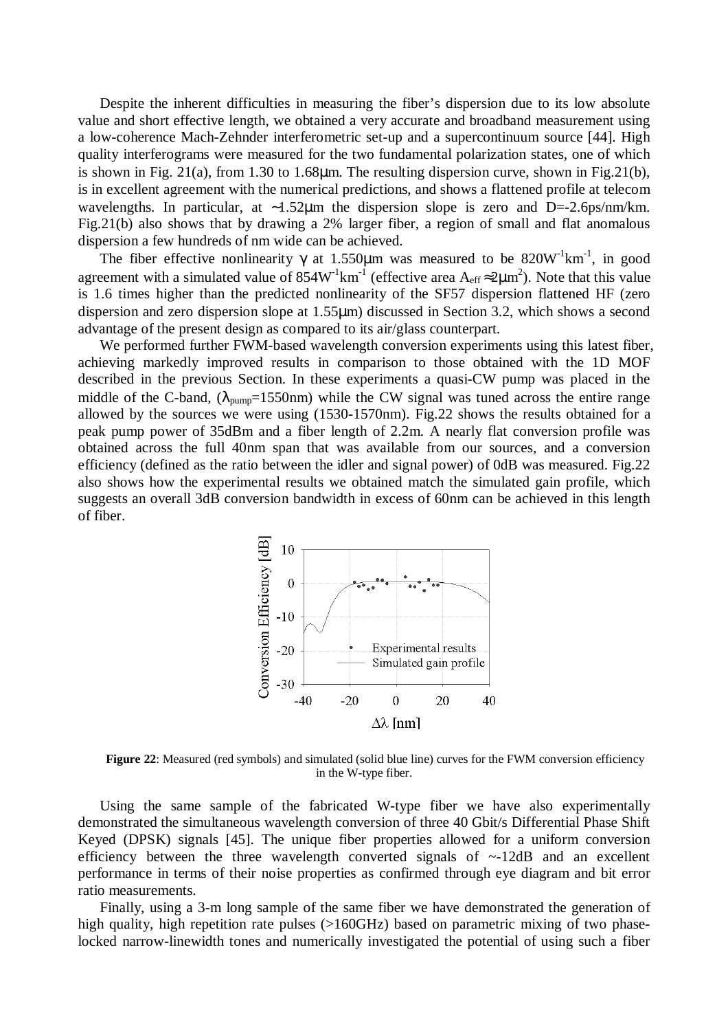Despite the inherent difficulties in measuring the fiber's dispersion due to its low absolute value and short effective length, we obtained a very accurate and broadband measurement using a low-coherence Mach-Zehnder interferometric set-up and a supercontinuum source [44]. High quality interferograms were measured for the two fundamental polarization states, one of which is shown in Fig. 21(a), from 1.30 to 1.68μm. The resulting dispersion curve, shown in Fig.21(b), is in excellent agreement with the numerical predictions, and shows a flattened profile at telecom wavelengths. In particular, at ~1.52μm the dispersion slope is zero and D=-2.6ps/nm/km. Fig.21(b) also shows that by drawing a 2% larger fiber, a region of small and flat anomalous dispersion a few hundreds of nm wide can be achieved.

The fiber effective nonlinearity $\gamma$ at 1.550μm was measured to be 820$W^{-1}km^{-1}$, in good agreement with a simulated value of 854$W^{-1}km^{-1}$ (effective area $A_{eff} \approx 2\mu m^2$). Note that this value is 1.6 times higher than the predicted nonlinearity of the SF57 dispersion flattened HF (zero dispersion and zero dispersion slope at 1.55μm) discussed in Section 3.2, which shows a second advantage of the present design as compared to its air/glass counterpart.

We performed further FWM-based wavelength conversion experiments using this latest fiber, achieving markedly improved results in comparison to those obtained with the 1D MOF described in the previous Section. In these experiments a quasi-CW pump was placed in the middle of the C-band, ($\lambda_{pump}$=1550nm) while the CW signal was tuned across the entire range allowed by the sources we were using (1530-1570nm). Fig.22 shows the results obtained for a peak pump power of 35dBm and a fiber length of 2.2m. A nearly flat conversion profile was obtained across the full 40nm span that was available from our sources, and a conversion efficiency (defined as the ratio between the idler and signal power) of 0dB was measured. Fig.22 also shows how the experimental results we obtained match the simulated gain profile, which suggests an overall 3dB conversion bandwidth in excess of 60nm can be achieved in this length of fiber.

**Figure 22**: Measured (red symbols) and simulated (solid blue line) curves for the FWM conversion efficiency in the W-type fiber.

Using the same sample of the fabricated W-type fiber we have also experimentally demonstrated the simultaneous wavelength conversion of three 40 Gbit/s Differential Phase Shift Keyed (DPSK) signals [45]. The unique fiber properties allowed for a uniform conversion efficiency between the three wavelength converted signals of ~-12dB and an excellent performance in terms of their noise properties as confirmed through eye diagram and bit error ratio measurements.

Finally, using a 3-m long sample of the same fiber we have demonstrated the generation of high quality, high repetition rate pulses (>160GHz) based on parametric mixing of two phase-locked narrow-linewidth tones and numerically investigated the potential of using such a fiber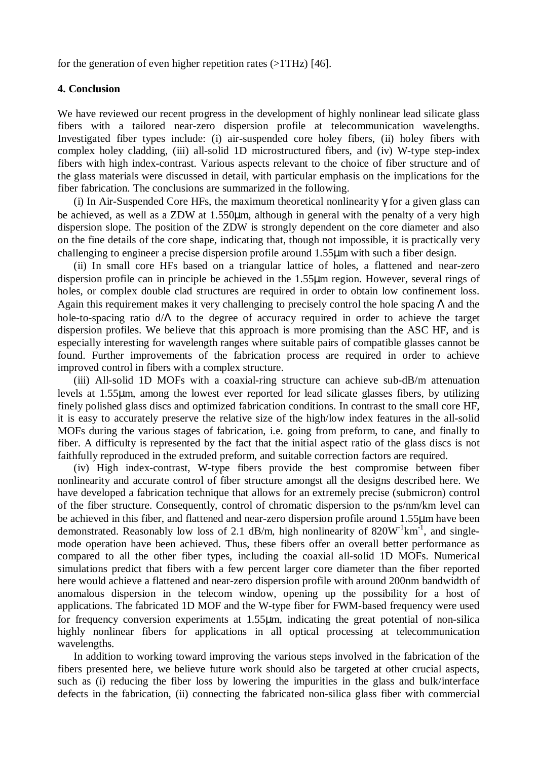for the generation of even higher repetition rates (>1THz) [46].

### 4. Conclusion

We have reviewed our recent progress in the development of highly nonlinear lead silicate glass fibers with a tailored near-zero dispersion profile at telecommunication wavelengths. Investigated fiber types include: (i) air-suspended core holey fibers, (ii) holey fibers with complex holey cladding, (iii) all-solid 1D microstructured fibers, and (iv) W-type step-index fibers with high index-contrast. Various aspects relevant to the choice of fiber structure and of the glass materials were discussed in detail, with particular emphasis on the implications for the fiber fabrication. The conclusions are summarized in the following.

(i) In Air-Suspended Core HFs, the maximum theoretical nonlinearity $\gamma$ for a given glass can be achieved, as well as a ZDW at 1.550μm, although in general with the penalty of a very high dispersion slope. The position of the ZDW is strongly dependent on the core diameter and also on the fine details of the core shape, indicating that, though not impossible, it is practically very challenging to engineer a precise dispersion profile around 1.55μm with such a fiber design.

(ii) In small core HFs based on a triangular lattice of holes, a flattened and near-zero dispersion profile can in principle be achieved in the 1.55μm region. However, several rings of holes, or complex double clad structures are required in order to obtain low confinement loss. Again this requirement makes it very challenging to precisely control the hole spacing $\Lambda$ and the hole-to-spacing ratio $d/\Lambda$ to the degree of accuracy required in order to achieve the target dispersion profiles. We believe that this approach is more promising than the ASC HF, and is especially interesting for wavelength ranges where suitable pairs of compatible glasses cannot be found. Further improvements of the fabrication process are required in order to achieve improved control in fibers with a complex structure.

(iii) All-solid 1D MOFs with a coaxial-ring structure can achieve sub-dB/m attenuation levels at 1.55μm, among the lowest ever reported for lead silicate glasses fibers, by utilizing finely polished glass discs and optimized fabrication conditions. In contrast to the small core HF, it is easy to accurately preserve the relative size of the high/low index features in the all-solid MOFs during the various stages of fabrication, i.e. going from preform, to cane, and finally to fiber. A difficulty is represented by the fact that the initial aspect ratio of the glass discs is not faithfully reproduced in the extruded preform, and suitable correction factors are required.

(iv) High index-contrast, W-type fibers provide the best compromise between fiber nonlinearity and accurate control of fiber structure amongst all the designs described here. We have developed a fabrication technique that allows for an extremely precise (submicron) control of the fiber structure. Consequently, control of chromatic dispersion to the ps/nm/km level can be achieved in this fiber, and flattened and near-zero dispersion profile around 1.55μm have been demonstrated. Reasonably low loss of 2.1 dB/m, high nonlinearity of $820W^{-1}km^{-1}$, and single-mode operation have been achieved. Thus, these fibers offer an overall better performance as compared to all the other fiber types, including the coaxial all-solid 1D MOFs. Numerical simulations predict that fibers with a few percent larger core diameter than the fiber reported here would achieve a flattened and near-zero dispersion profile with around 200nm bandwidth of anomalous dispersion in the telecom window, opening up the possibility for a host of applications. The fabricated 1D MOF and the W-type fiber for FWM-based frequency were used for frequency conversion experiments at 1.55μm, indicating the great potential of non-silica highly nonlinear fibers for applications in all optical processing at telecommunication wavelengths.

In addition to working toward improving the various steps involved in the fabrication of the fibers presented here, we believe future work should also be targeted at other crucial aspects, such as (i) reducing the fiber loss by lowering the impurities in the glass and bulk/interface defects in the fabrication, (ii) connecting the fabricated non-silica glass fiber with commercial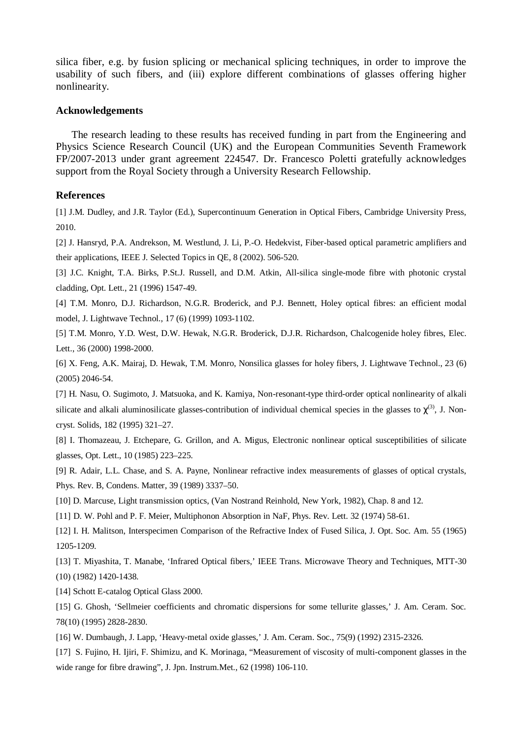silica fiber, e.g. by fusion splicing or mechanical splicing techniques, in order to improve the usability of such fibers, and (iii) explore different combinations of glasses offering higher nonlinearity.

## Acknowledgements

The research leading to these results has received funding in part from the Engineering and Physics Science Research Council (UK) and the European Communities Seventh Framework FP/2007-2013 under grant agreement 224547. Dr. Francesco Poletti gratefully acknowledges support from the Royal Society through a University Research Fellowship.

## References

[1] J.M. Dudley, and J.R. Taylor (Ed.), Supercontinuum Generation in Optical Fibers, Cambridge University Press, 2010.

[2] J. Hansryd, P.A. Andrekson, M. Westlund, J. Li, P.-O. Hedekvist, Fiber-based optical parametric amplifiers and their applications, IEEE J. Selected Topics in QE, 8 (2002). 506-520.

[3] J.C. Knight, T.A. Birks, P.St.J. Russell, and D.M. Atkin, All-silica single-mode fibre with photonic crystal cladding, Opt. Lett., 21 (1996) 1547-49.

[4] T.M. Monro, D.J. Richardson, N.G.R. Broderick, and P.J. Bennett, Holey optical fibres: an efficient modal model, J. Lightwave Technol., 17 (6) (1999) 1093-1102.

[5] T.M. Monro, Y.D. West, D.W. Hewak, N.G.R. Broderick, D.J.R. Richardson, Chalcogenide holey fibres, Elec. Lett., 36 (2000) 1998-2000.

[6] X. Feng, A.K. Mairaj, D. Hewak, T.M. Monro, Nonsilica glasses for holey fibers, J. Lightwave Technol., 23 (6) (2005) 2046-54.

[7] H. Nasu, O. Sugimoto, J. Matsuoka, and K. Kamiya, Non-resonant-type third-order optical nonlinearity of alkali silicate and alkali aluminosilicate glasses-contribution of individual chemical species in the glasses to $\chi^{(3)}$, J. Non-cryst. Solids, 182 (1995) 321–27.

[8] I. Thomazeau, J. Etchepare, G. Grillon, and A. Migus, Electronic nonlinear optical susceptibilities of silicate glasses, Opt. Lett., 10 (1985) 223–225.

[9] R. Adair, L.L. Chase, and S. A. Payne, Nonlinear refractive index measurements of glasses of optical crystals, Phys. Rev. B, Condens. Matter, 39 (1989) 3337–50.

[10] D. Marcuse, Light transmission optics, (Van Nostrand Reinhold, New York, 1982), Chap. 8 and 12.

[11] D. W. Pohl and P. F. Meier, Multiphonon Absorption in NaF, Phys. Rev. Lett. 32 (1974) 58-61.

[12] I. H. Malitson, Interspecimen Comparison of the Refractive Index of Fused Silica, J. Opt. Soc. Am. 55 (1965) 1205-1209.

[13] T. Miyashita, T. Manabe, 'Infrared Optical fibers,' IEEE Trans. Microwave Theory and Techniques, MTT-30 (10) (1982) 1420-1438.

[14] Schott E-catalog Optical Glass 2000.

[15] G. Ghosh, 'Sellmeier coefficients and chromatic dispersions for some tellurite glasses,' J. Am. Ceram. Soc. 78(10) (1995) 2828-2830.

[16] W. Dumbaugh, J. Lapp, 'Heavy-metal oxide glasses,' J. Am. Ceram. Soc., 75(9) (1992) 2315-2326.

[17] S. Fujino, H. Ijiri, F. Shimizu, and K. Morinaga, "Measurement of viscosity of multi-component glasses in the wide range for fibre drawing", J. Jpn. Instrum.Met., 62 (1998) 106-110.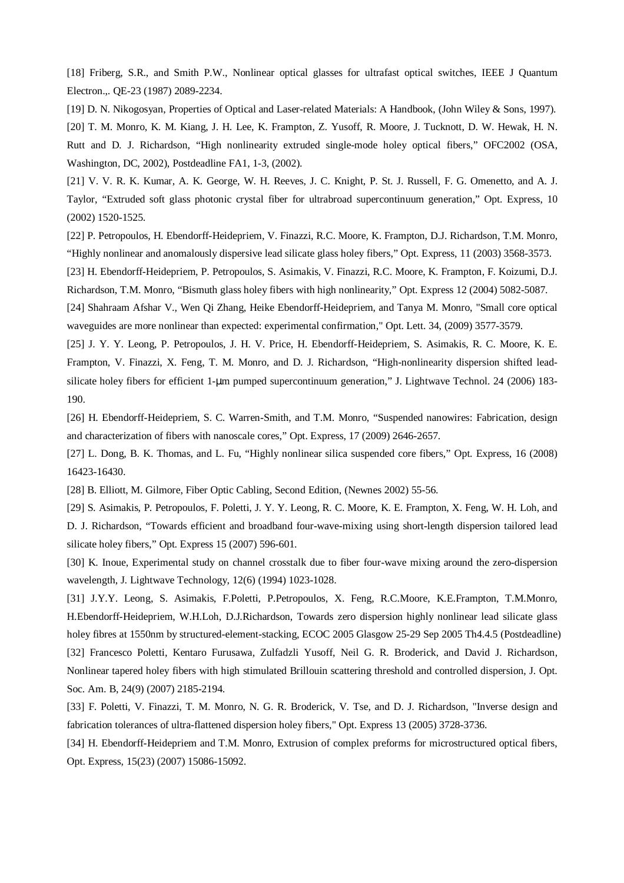[18] Friberg, S.R., and Smith P.W., Nonlinear optical glasses for ultrafast optical switches, IEEE J Quantum Electron.,. QE-23 (1987) 2089-2234.

[19] D. N. Nikogosyan, Properties of Optical and Laser-related Materials: A Handbook, (John Wiley & Sons, 1997).

[20] T. M. Monro, K. M. Kiang, J. H. Lee, K. Frampton, Z. Yusoff, R. Moore, J. Tucknott, D. W. Hewak, H. N. Rutt and D. J. Richardson, "High nonlinearity extruded single-mode holey optical fibers," OFC2002 (OSA, Washington, DC, 2002), Postdeadline FA1, 1-3, (2002).

[21] V. V. R. K. Kumar, A. K. George, W. H. Reeves, J. C. Knight, P. St. J. Russell, F. G. Omenetto, and A. J. Taylor, "Extruded soft glass photonic crystal fiber for ultrabroad supercontinuum generation," Opt. Express, 10 (2002) 1520-1525.

[22] P. Petropoulos, H. Ebendorff-Heidepriem, V. Finazzi, R.C. Moore, K. Frampton, D.J. Richardson, T.M. Monro, "Highly nonlinear and anomalously dispersive lead silicate glass holey fibers," Opt. Express, 11 (2003) 3568-3573.

[23] H. Ebendorff-Heidepriem, P. Petropoulos, S. Asimakis, V. Finazzi, R.C. Moore, K. Frampton, F. Koizumi, D.J. Richardson, T.M. Monro, "Bismuth glass holey fibers with high nonlinearity," Opt. Express 12 (2004) 5082-5087.

[24] Shahraam Afshar V., Wen Qi Zhang, Heike Ebendorff-Heidepriem, and Tanya M. Monro, "Small core optical waveguides are more nonlinear than expected: experimental confirmation," Opt. Lett. 34, (2009) 3577-3579.

[25] J. Y. Y. Leong, P. Petropoulos, J. H. V. Price, H. Ebendorff-Heidepriem, S. Asimakis, R. C. Moore, K. E. Frampton, V. Finazzi, X. Feng, T. M. Monro, and D. J. Richardson, "High-nonlinearity dispersion shifted lead-silicate holey fibers for efficient 1-μm pumped supercontinuum generation," J. Lightwave Technol. 24 (2006) 183-190.

[26] H. Ebendorff-Heidepriem, S. C. Warren-Smith, and T.M. Monro, "Suspended nanowires: Fabrication, design and characterization of fibers with nanoscale cores," Opt. Express, 17 (2009) 2646-2657.

[27] L. Dong, B. K. Thomas, and L. Fu, "Highly nonlinear silica suspended core fibers," Opt. Express, 16 (2008) 16423-16430.

[28] B. Elliott, M. Gilmore, Fiber Optic Cabling, Second Edition, (Newnes 2002) 55-56.

[29] S. Asimakis, P. Petropoulos, F. Poletti, J. Y. Y. Leong, R. C. Moore, K. E. Frampton, X. Feng, W. H. Loh, and D. J. Richardson, "Towards efficient and broadband four-wave-mixing using short-length dispersion tailored lead silicate holey fibers," Opt. Express 15 (2007) 596-601.

[30] K. Inoue, Experimental study on channel crosstalk due to fiber four-wave mixing around the zero-dispersion wavelength, J. Lightwave Technology, 12(6) (1994) 1023-1028.

[31] J.Y.Y. Leong, S. Asimakis, F.Poletti, P.Petropoulos, X. Feng, R.C.Moore, K.E.Frampton, T.M.Monro, H.Ebendorff-Heidepriem, W.H.Loh, D.J.Richardson, Towards zero dispersion highly nonlinear lead silicate glass holey fibres at 1550nm by structured-element-stacking, ECOC 2005 Glasgow 25-29 Sep 2005 Th4.4.5 (Postdeadline)

[32] Francesco Poletti, Kentaro Furusawa, Zulfadzli Yusoff, Neil G. R. Broderick, and David J. Richardson, Nonlinear tapered holey fibers with high stimulated Brillouin scattering threshold and controlled dispersion, J. Opt. Soc. Am. B, 24(9) (2007) 2185-2194.

[33] F. Poletti, V. Finazzi, T. M. Monro, N. G. R. Broderick, V. Tse, and D. J. Richardson, "Inverse design and fabrication tolerances of ultra-flattened dispersion holey fibers," Opt. Express 13 (2005) 3728-3736.

[34] H. Ebendorff-Heidepriem and T.M. Monro, Extrusion of complex preforms for microstructured optical fibers, Opt. Express, 15(23) (2007) 15086-15092.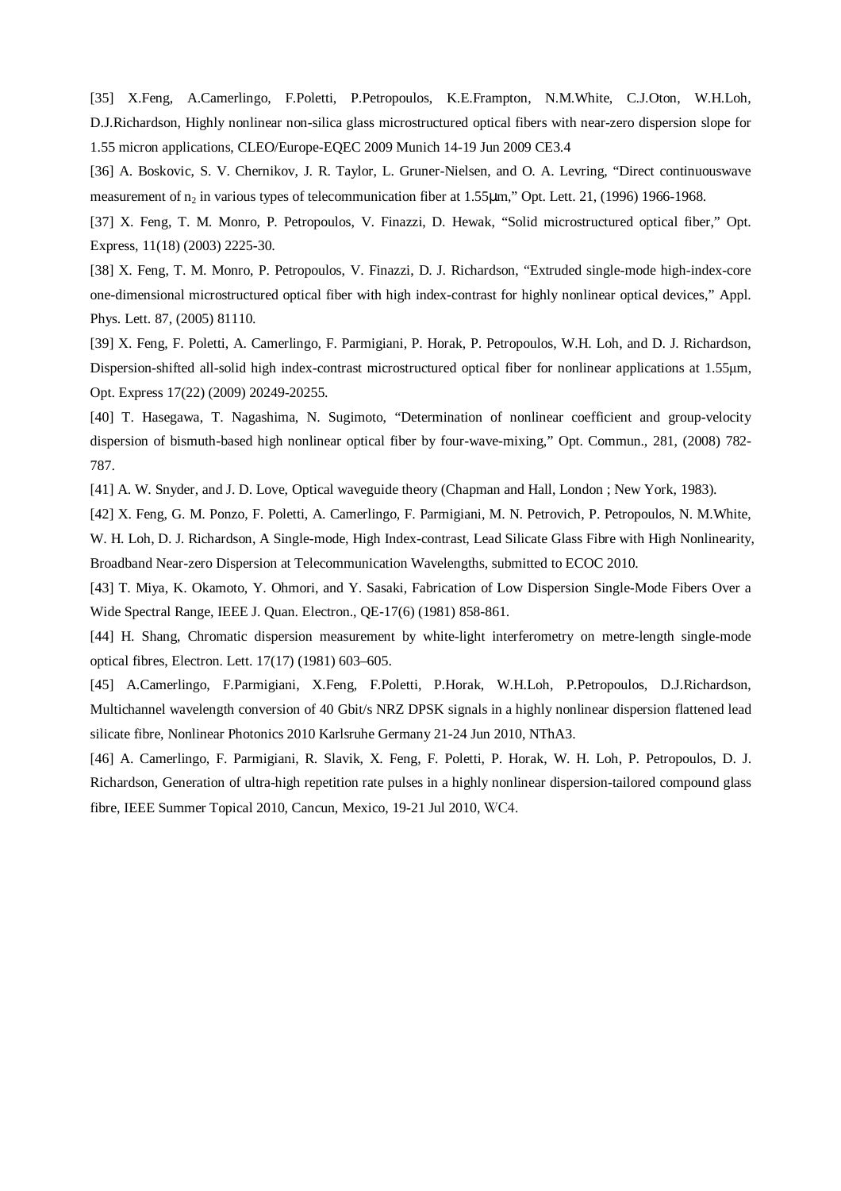[35] X.Feng, A.Camerlingo, F.Poletti, P.Petropoulos, K.E.Frampton, N.M.White, C.J.Oton, W.H.Loh, D.J.Richardson, Highly nonlinear non-silica glass microstructured optical fibers with near-zero dispersion slope for 1.55 micron applications, CLEO/Europe-EQEC 2009 Munich 14-19 Jun 2009 CE3.4

[36] A. Boskovic, S. V. Chernikov, J. R. Taylor, L. Gruner-Nielsen, and O. A. Levring, "Direct continuouswave measurement of $n_2$ in various types of telecommunication fiber at 1.55μm," Opt. Lett. 21, (1996) 1966-1968.

[37] X. Feng, T. M. Monro, P. Petropoulos, V. Finazzi, D. Hewak, "Solid microstructured optical fiber," Opt. Express, 11(18) (2003) 2225-30.

[38] X. Feng, T. M. Monro, P. Petropoulos, V. Finazzi, D. J. Richardson, "Extruded single-mode high-index-core one-dimensional microstructured optical fiber with high index-contrast for highly nonlinear optical devices," Appl. Phys. Lett. 87, (2005) 81110.

[39] X. Feng, F. Poletti, A. Camerlingo, F. Parmigiani, P. Horak, P. Petropoulos, W.H. Loh, and D. J. Richardson, Dispersion-shifted all-solid high index-contrast microstructured optical fiber for nonlinear applications at 1.55μm, Opt. Express 17(22) (2009) 20249-20255.

[40] T. Hasegawa, T. Nagashima, N. Sugimoto, "Determination of nonlinear coefficient and group-velocity dispersion of bismuth-based high nonlinear optical fiber by four-wave-mixing," Opt. Commun., 281, (2008) 782-787.

[41] A. W. Snyder, and J. D. Love, Optical waveguide theory (Chapman and Hall, London ; New York, 1983).

[42] X. Feng, G. M. Ponzo, F. Poletti, A. Camerlingo, F. Parmigiani, M. N. Petrovich, P. Petropoulos, N. M.White, W. H. Loh, D. J. Richardson, A Single-mode, High Index-contrast, Lead Silicate Glass Fibre with High Nonlinearity, Broadband Near-zero Dispersion at Telecommunication Wavelengths, submitted to ECOC 2010.

[43] T. Miya, K. Okamoto, Y. Ohmori, and Y. Sasaki, Fabrication of Low Dispersion Single-Mode Fibers Over a Wide Spectral Range, IEEE J. Quan. Electron., QE-17(6) (1981) 858-861.

[44] H. Shang, Chromatic dispersion measurement by white-light interferometry on metre-length single-mode optical fibres, Electron. Lett. 17(17) (1981) 603–605.

[45] A.Camerlingo, F.Parmigiani, X.Feng, F.Poletti, P.Horak, W.H.Loh, P.Petropoulos, D.J.Richardson, Multichannel wavelength conversion of 40 Gbit/s NRZ DPSK signals in a highly nonlinear dispersion flattened lead silicate fibre, Nonlinear Photonics 2010 Karlsruhe Germany 21-24 Jun 2010, NThA3.

[46] A. Camerlingo, F. Parmigiani, R. Slavik, X. Feng, F. Poletti, P. Horak, W. H. Loh, P. Petropoulos, D. J. Richardson, Generation of ultra-high repetition rate pulses in a highly nonlinear dispersion-tailored compound glass fibre, IEEE Summer Topical 2010, Cancun, Mexico, 19-21 Jul 2010, WC4.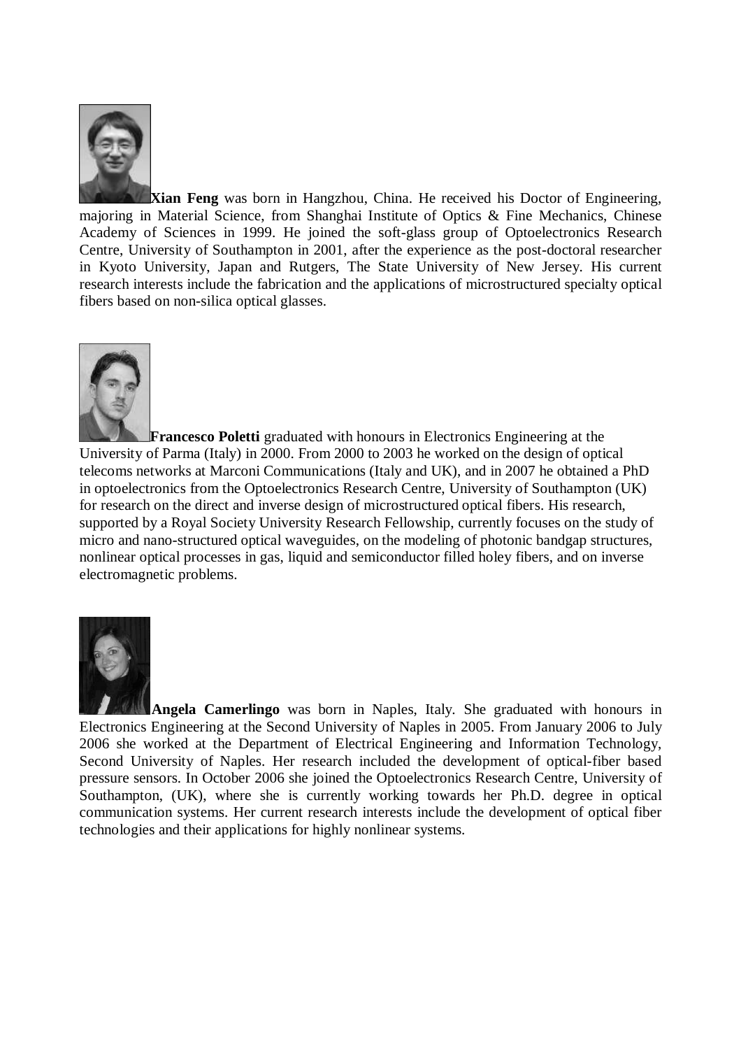**Xian Feng** was born in Hangzhou, China. He received his Doctor of Engineering, majoring in Material Science, from Shanghai Institute of Optics & Fine Mechanics, Chinese Academy of Sciences in 1999. He joined the soft-glass group of Optoelectronics Research Centre, University of Southampton in 2001, after the experience as the post-doctoral researcher in Kyoto University, Japan and Rutgers, The State University of New Jersey. His current research interests include the fabrication and the applications of microstructured specialty optical fibers based on non-silica optical glasses.

**Francesco Poletti** graduated with honours in Electronics Engineering at the University of Parma (Italy) in 2000. From 2000 to 2003 he worked on the design of optical telecoms networks at Marconi Communications (Italy and UK), and in 2007 he obtained a PhD in optoelectronics from the Optoelectronics Research Centre, University of Southampton (UK) for research on the direct and inverse design of microstructured optical fibers. His research, supported by a Royal Society University Research Fellowship, currently focuses on the study of micro and nano-structured optical waveguides, on the modeling of photonic bandgap structures, nonlinear optical processes in gas, liquid and semiconductor filled holey fibers, and on inverse electromagnetic problems.

**Angela Camerlingo** was born in Naples, Italy. She graduated with honours in Electronics Engineering at the Second University of Naples in 2005. From January 2006 to July 2006 she worked at the Department of Electrical Engineering and Information Technology, Second University of Naples. Her research included the development of optical-fiber based pressure sensors. In October 2006 she joined the Optoelectronics Research Centre, University of Southampton, (UK), where she is currently working towards her Ph.D. degree in optical communication systems. Her current research interests include the development of optical fiber technologies and their applications for highly nonlinear systems.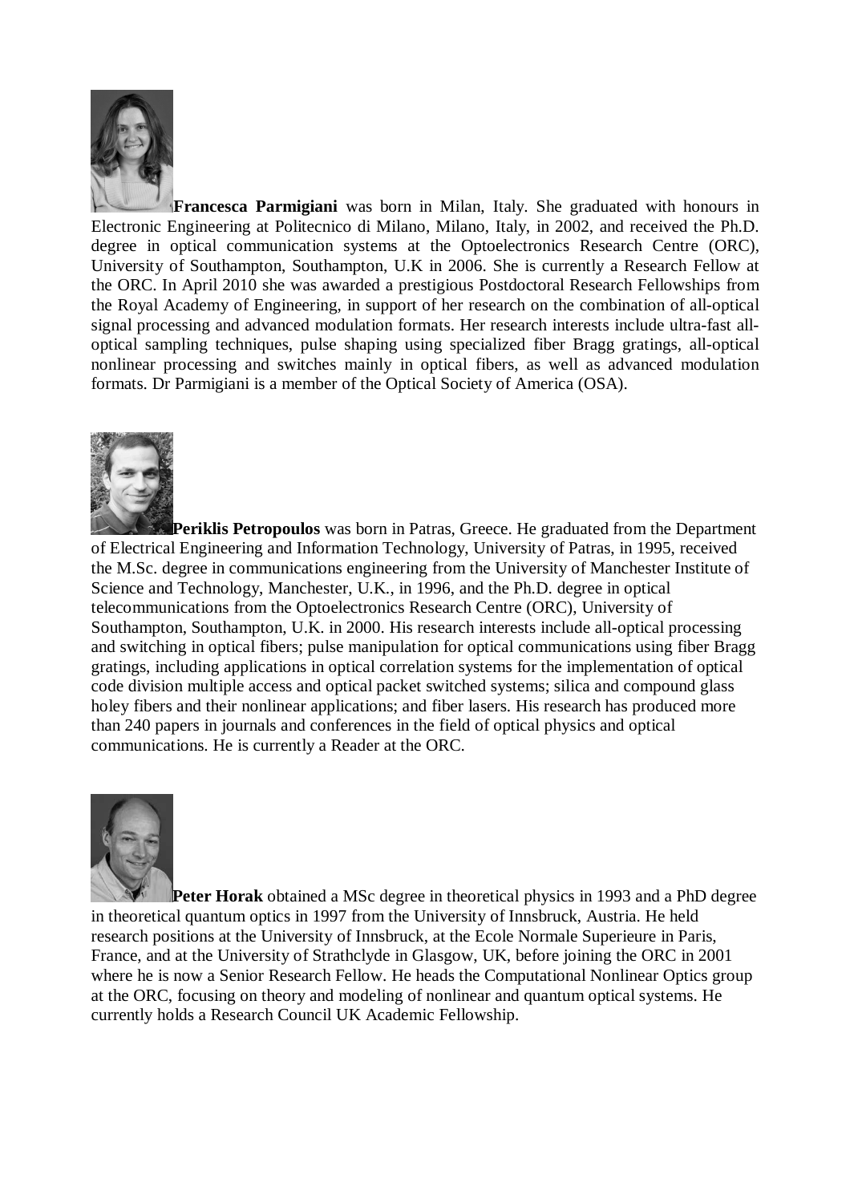**Francesca Parmigiani** was born in Milan, Italy. She graduated with honours in Electronic Engineering at Politecnico di Milano, Milano, Italy, in 2002, and received the Ph.D. degree in optical communication systems at the Optoelectronics Research Centre (ORC), University of Southampton, Southampton, U.K in 2006. She is currently a Research Fellow at the ORC. In April 2010 she was awarded a prestigious Postdoctoral Research Fellowships from the Royal Academy of Engineering, in support of her research on the combination of all-optical signal processing and advanced modulation formats. Her research interests include ultra-fast all-optical sampling techniques, pulse shaping using specialized fiber Bragg gratings, all-optical nonlinear processing and switches mainly in optical fibers, as well as advanced modulation formats. Dr Parmigiani is a member of the Optical Society of America (OSA).

**Periklis Petropoulos** was born in Patras, Greece. He graduated from the Department of Electrical Engineering and Information Technology, University of Patras, in 1995, received the M.Sc. degree in communications engineering from the University of Manchester Institute of Science and Technology, Manchester, U.K., in 1996, and the Ph.D. degree in optical telecommunications from the Optoelectronics Research Centre (ORC), University of Southampton, Southampton, U.K. in 2000. His research interests include all-optical processing and switching in optical fibers; pulse manipulation for optical communications using fiber Bragg gratings, including applications in optical correlation systems for the implementation of optical code division multiple access and optical packet switched systems; silica and compound glass holey fibers and their nonlinear applications; and fiber lasers. His research has produced more than 240 papers in journals and conferences in the field of optical physics and optical communications. He is currently a Reader at the ORC.

**Peter Horak** obtained a MSc degree in theoretical physics in 1993 and a PhD degree in theoretical quantum optics in 1997 from the University of Innsbruck, Austria. He held research positions at the University of Innsbruck, at the Ecole Normale Superieure in Paris, France, and at the University of Strathclyde in Glasgow, UK, before joining the ORC in 2001 where he is now a Senior Research Fellow. He heads the Computational Nonlinear Optics group at the ORC, focusing on theory and modeling of nonlinear and quantum optical systems. He currently holds a Research Council UK Academic Fellowship.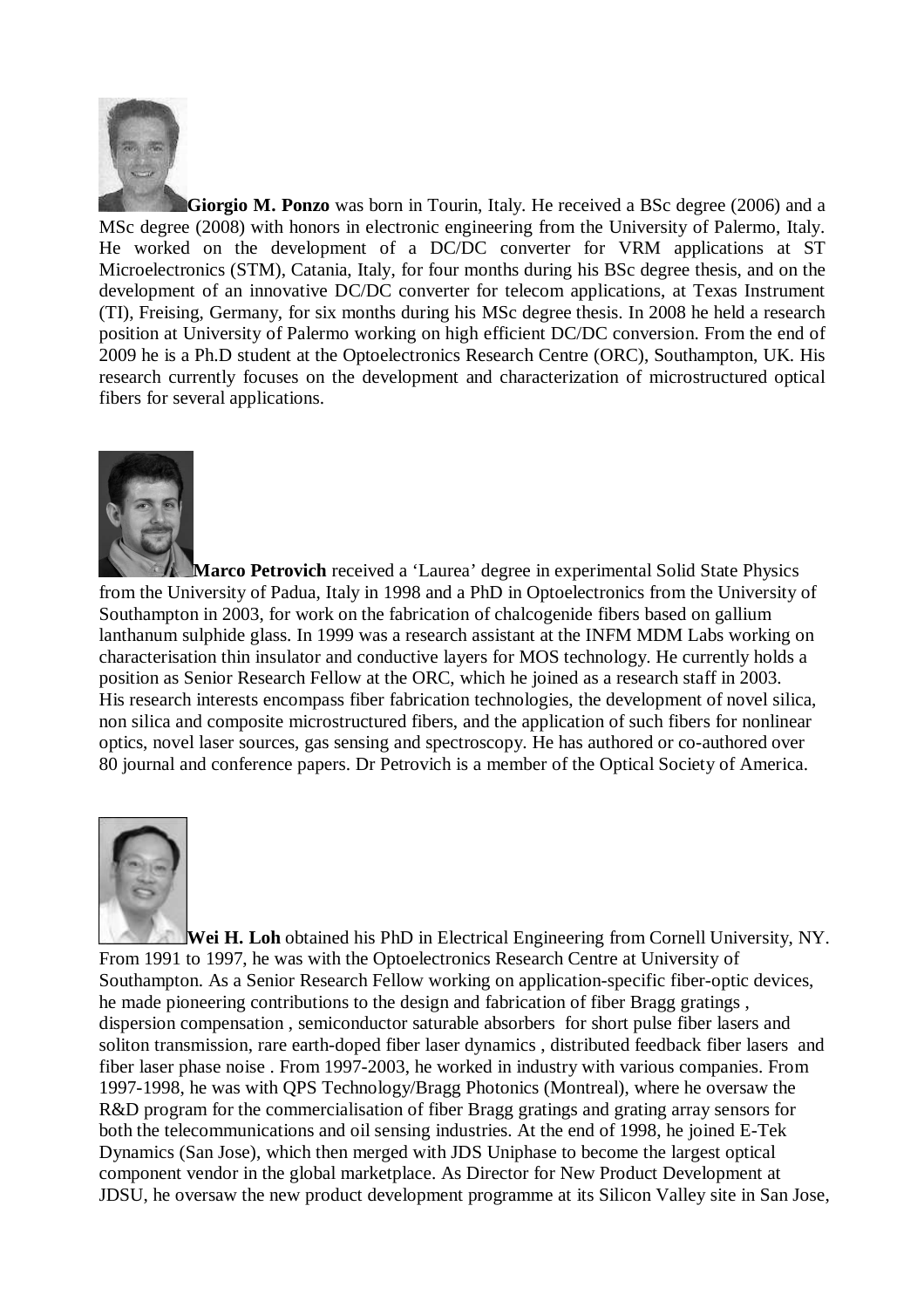**Giorgio M. Ponzo** was born in Tourin, Italy. He received a BSc degree (2006) and a MSc degree (2008) with honors in electronic engineering from the University of Palermo, Italy. He worked on the development of a DC/DC converter for VRM applications at ST Microelectronics (STM), Catania, Italy, for four months during his BSc degree thesis, and on the development of an innovative DC/DC converter for telecom applications, at Texas Instrument (TI), Freising, Germany, for six months during his MSc degree thesis. In 2008 he held a research position at University of Palermo working on high efficient DC/DC conversion. From the end of 2009 he is a Ph.D student at the Optoelectronics Research Centre (ORC), Southampton, UK. His research currently focuses on the development and characterization of microstructured optical fibers for several applications.

**Marco Petrovich** received a 'Laurea' degree in experimental Solid State Physics from the University of Padua, Italy in 1998 and a PhD in Optoelectronics from the University of Southampton in 2003, for work on the fabrication of chalcogenide fibers based on gallium lanthanum sulphide glass. In 1999 was a research assistant at the INFM MDM Labs working on characterisation thin insulator and conductive layers for MOS technology. He currently holds a position as Senior Research Fellow at the ORC, which he joined as a research staff in 2003. His research interests encompass fiber fabrication technologies, the development of novel silica, non silica and composite microstructured fibers, and the application of such fibers for nonlinear optics, novel laser sources, gas sensing and spectroscopy. He has authored or co-authored over 80 journal and conference papers. Dr Petrovich is a member of the Optical Society of America.

**Wei H. Loh** obtained his PhD in Electrical Engineering from Cornell University, NY. From 1991 to 1997, he was with the Optoelectronics Research Centre at University of Southampton. As a Senior Research Fellow working on application-specific fiber-optic devices, he made pioneering contributions to the design and fabrication of fiber Bragg gratings , dispersion compensation , semiconductor saturable absorbers for short pulse fiber lasers and soliton transmission, rare earth-doped fiber laser dynamics , distributed feedback fiber lasers and fiber laser phase noise . From 1997-2003, he worked in industry with various companies. From 1997-1998, he was with QPS Technology/Bragg Photonics (Montreal), where he oversaw the R&D program for the commercialisation of fiber Bragg gratings and grating array sensors for both the telecommunications and oil sensing industries. At the end of 1998, he joined E-Tek Dynamics (San Jose), which then merged with JDS Uniphase to become the largest optical component vendor in the global marketplace. As Director for New Product Development at JDSU, he oversaw the new product development programme at its Silicon Valley site in San Jose,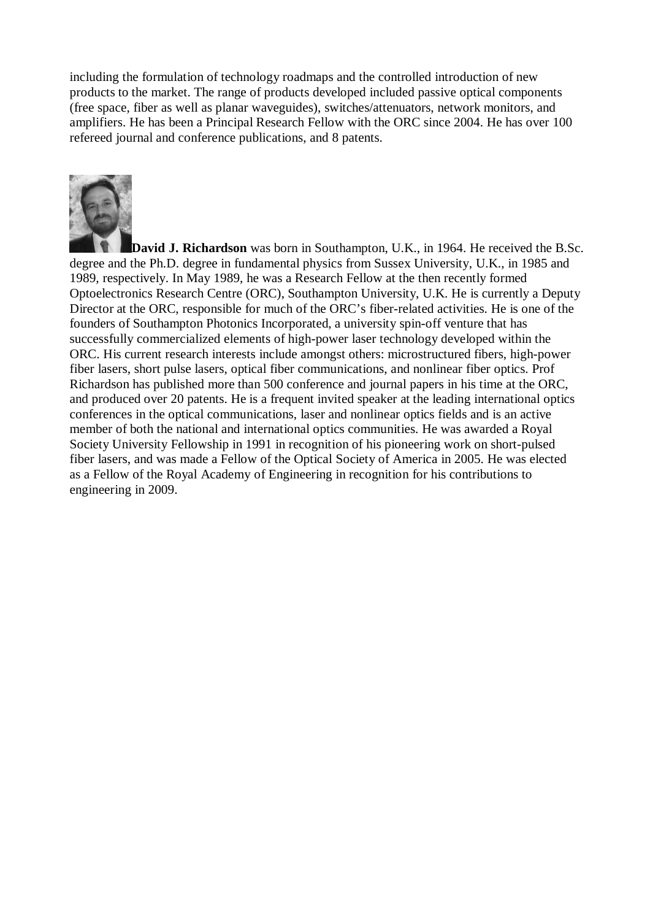including the formulation of technology roadmaps and the controlled introduction of new products to the market. The range of products developed included passive optical components (free space, fiber as well as planar waveguides), switches/attenuators, network monitors, and amplifiers. He has been a Principal Research Fellow with the ORC since 2004. He has over 100 refereed journal and conference publications, and 8 patents.

**David J. Richardson** was born in Southampton, U.K., in 1964. He received the B.Sc. degree and the Ph.D. degree in fundamental physics from Sussex University, U.K., in 1985 and 1989, respectively. In May 1989, he was a Research Fellow at the then recently formed Optoelectronics Research Centre (ORC), Southampton University, U.K. He is currently a Deputy Director at the ORC, responsible for much of the ORC's fiber-related activities. He is one of the founders of Southampton Photonics Incorporated, a university spin-off venture that has successfully commercialized elements of high-power laser technology developed within the ORC. His current research interests include amongst others: microstructured fibers, high-power fiber lasers, short pulse lasers, optical fiber communications, and nonlinear fiber optics. Prof Richardson has published more than 500 conference and journal papers in his time at the ORC, and produced over 20 patents. He is a frequent invited speaker at the leading international optics conferences in the optical communications, laser and nonlinear optics fields and is an active member of both the national and international optics communities. He was awarded a Royal Society University Fellowship in 1991 in recognition of his pioneering work on short-pulsed fiber lasers, and was made a Fellow of the Optical Society of America in 2005. He was elected as a Fellow of the Royal Academy of Engineering in recognition for his contributions to engineering in 2009.